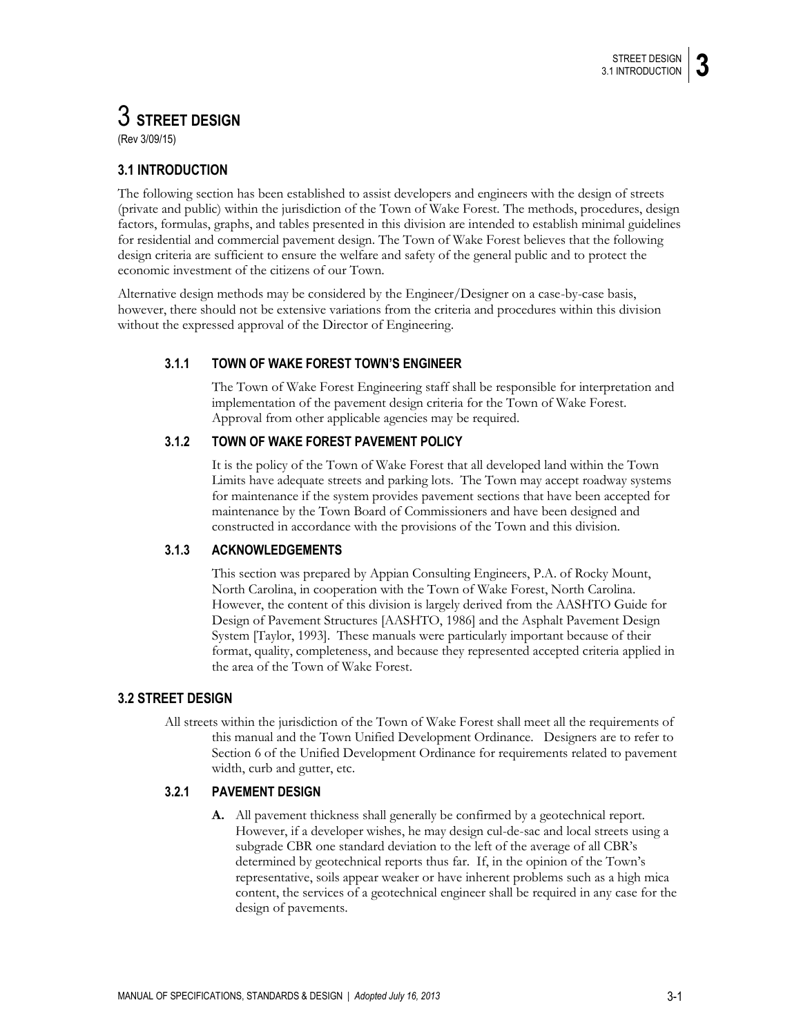# 3 STREET DESIGN

(Rev 3/09/15)

## 3.1 INTRODUCTION

The following section has been established to assist developers and engineers with the design of streets (private and public) within the jurisdiction of the Town of Wake Forest. The methods, procedures, design factors, formulas, graphs, and tables presented in this division are intended to establish minimal guidelines for residential and commercial pavement design. The Town of Wake Forest believes that the following design criteria are sufficient to ensure the welfare and safety of the general public and to protect the economic investment of the citizens of our Town.

Alternative design methods may be considered by the Engineer/Designer on a case-by-case basis, however, there should not be extensive variations from the criteria and procedures within this division without the expressed approval of the Director of Engineering.

### 3.1.1 TOWN OF WAKE FOREST TOWN'S ENGINEER

The Town of Wake Forest Engineering staff shall be responsible for interpretation and implementation of the pavement design criteria for the Town of Wake Forest. Approval from other applicable agencies may be required.

### 3.1.2 TOWN OF WAKE FOREST PAVEMENT POLICY

It is the policy of the Town of Wake Forest that all developed land within the Town Limits have adequate streets and parking lots. The Town may accept roadway systems for maintenance if the system provides pavement sections that have been accepted for maintenance by the Town Board of Commissioners and have been designed and constructed in accordance with the provisions of the Town and this division.

### 3.1.3 ACKNOWLEDGEMENTS

This section was prepared by Appian Consulting Engineers, P.A. of Rocky Mount, North Carolina, in cooperation with the Town of Wake Forest, North Carolina. However, the content of this division is largely derived from the AASHTO Guide for Design of Pavement Structures [AASHTO, 1986] and the Asphalt Pavement Design System [Taylor, 1993]. These manuals were particularly important because of their format, quality, completeness, and because they represented accepted criteria applied in the area of the Town of Wake Forest.

## 3.2 STREET DESIGN

All streets within the jurisdiction of the Town of Wake Forest shall meet all the requirements of this manual and the Town Unified Development Ordinance. Designers are to refer to Section 6 of the Unified Development Ordinance for requirements related to pavement width, curb and gutter, etc.

### 3.2.1 PAVEMENT DESIGN

**A.** All pavement thickness shall generally be confirmed by a geotechnical report. However, if a developer wishes, he may design cul-de-sac and local streets using a subgrade CBR one standard deviation to the left of the average of all CBR's determined by geotechnical reports thus far. If, in the opinion of the Town's representative, soils appear weaker or have inherent problems such as a high mica content, the services of a geotechnical engineer shall be required in any case for the design of pavements.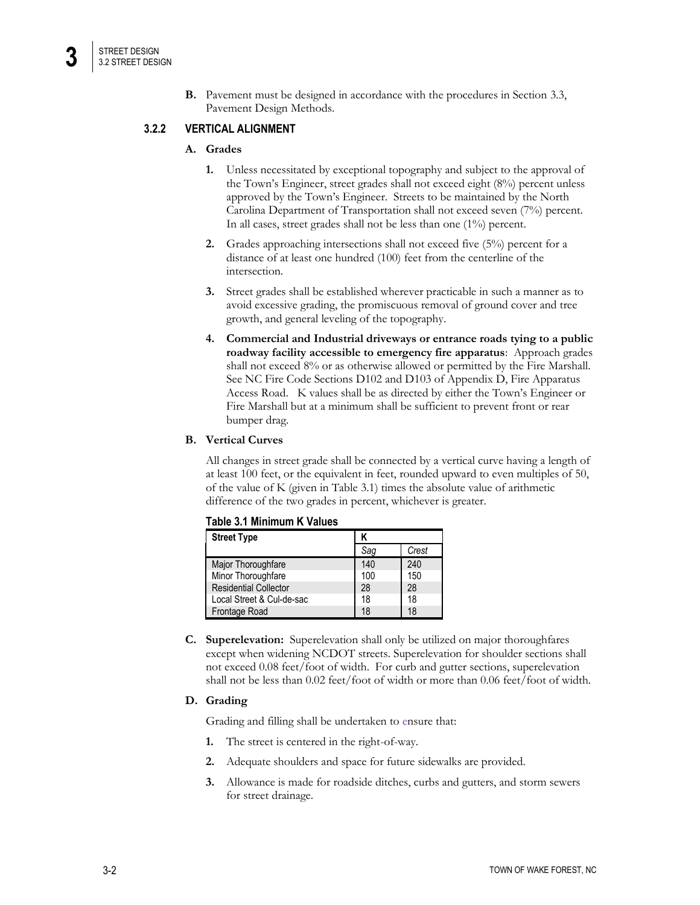**B.** Pavement must be designed in accordance with the procedures in Section 3.3, Pavement Design Methods.

### 3.2.2 VERTICAL ALIGNMENT

**A. Grades**

1. Unless necessitated by exceptional topography and subject to the approval of the Town's Engineer, street grades shall not exceed eight (8%) percent unless approved by the Town's Engineer. Streets to be maintained by the North Carolina Department of Transportation shall not exceed seven (7%) percent. In all cases, street grades shall not be less than one (1%) percent.

2. Grades approaching intersections shall not exceed five (5%) percent for a distance of at least one hundred (100) feet from the centerline of the intersection.

3. Street grades shall be established wherever practicable in such a manner as to avoid excessive grading, the promiscuous removal of ground cover and tree growth, and general leveling of the topography.

4. **Commercial and Industrial driveways or entrance roads tying to a public roadway facility accessible to emergency fire apparatus**: Approach grades shall not exceed 8% or as otherwise allowed or permitted by the Fire Marshall. See NC Fire Code Sections D102 and D103 of Appendix D, Fire Apparatus Access Road. K values shall be as directed by either the Town's Engineer or Fire Marshall but at a minimum shall be sufficient to prevent front or rear bumper drag.

**B. Vertical Curves**

All changes in street grade shall be connected by a vertical curve having a length of at least 100 feet, or the equivalent in feet, rounded upward to even multiples of 50, of the value of K (given in Table 3.1) times the absolute value of arithmetic difference of the two grades in percent, whichever is greater.

**Table 3.1 Minimum K Values**

| Street Type | K | |
|---|---|---|
| | *Sag* | *Crest* |
| Major Thoroughfare | 140 | 240 |
| Minor Thoroughfare | 100 | 150 |
| Residential Collector | 28 | 28 |
| Local Street & Cul-de-sac | 18 | 18 |
| Frontage Road | 18 | 18 |

**C. Superelevation:** Superelevation shall only be utilized on major thoroughfares except when widening NCDOT streets. Superelevation for shoulder sections shall not exceed 0.08 feet/foot of width. For curb and gutter sections, superelevation shall not be less than 0.02 feet/foot of width or more than 0.06 feet/foot of width.

**D. Grading**

Grading and filling shall be undertaken to ensure that:

1. The street is centered in the right-of-way.

2. Adequate shoulders and space for future sidewalks are provided.

3. Allowance is made for roadside ditches, curbs and gutters, and storm sewers for street drainage.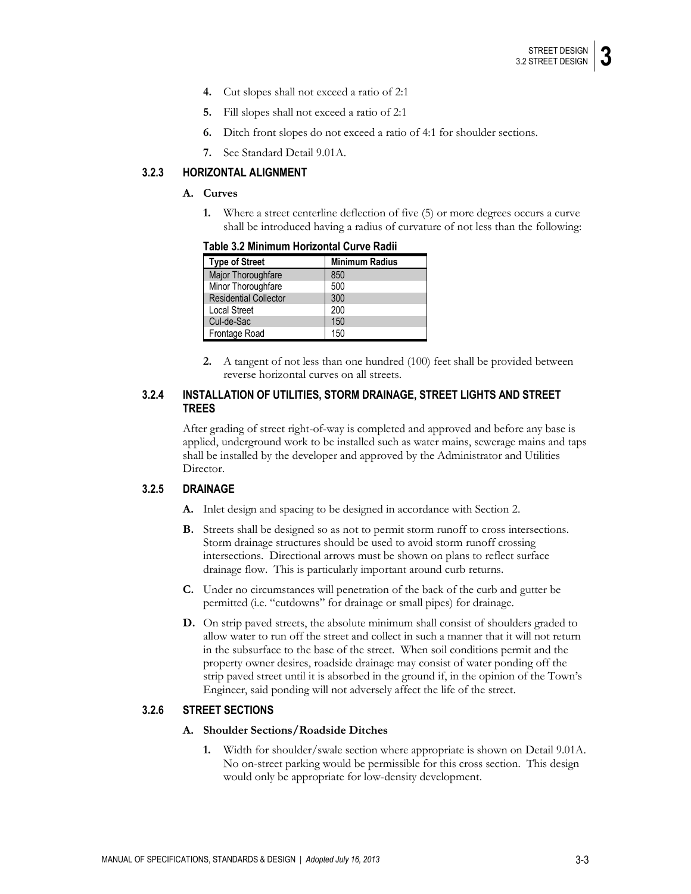4. Cut slopes shall not exceed a ratio of 2:1
5. Fill slopes shall not exceed a ratio of 2:1
6. Ditch front slopes do not exceed a ratio of 4:1 for shoulder sections.
7. See Standard Detail 9.01A.

### 3.2.3 HORIZONTAL ALIGNMENT

**A. Curves**

1. Where a street centerline deflection of five (5) or more degrees occurs a curve shall be introduced having a radius of curvature of not less than the following:

**Table 3.2 Minimum Horizontal Curve Radii**

| Type of Street | Minimum Radius |
|---|---|
| Major Thoroughfare | 850 |
| Minor Thoroughfare | 500 |
| Residential Collector | 300 |
| Local Street | 200 |
| Cul-de-Sac | 150 |
| Frontage Road | 150 |

2. A tangent of not less than one hundred (100) feet shall be provided between reverse horizontal curves on all streets.

### 3.2.4 INSTALLATION OF UTILITIES, STORM DRAINAGE, STREET LIGHTS AND STREET TREES

After grading of street right-of-way is completed and approved and before any base is applied, underground work to be installed such as water mains, sewerage mains and taps shall be installed by the developer and approved by the Administrator and Utilities Director.

### 3.2.5 DRAINAGE

**A.** Inlet design and spacing to be designed in accordance with Section 2.

**B.** Streets shall be designed so as not to permit storm runoff to cross intersections. Storm drainage structures should be used to avoid storm runoff crossing intersections. Directional arrows must be shown on plans to reflect surface drainage flow. This is particularly important around curb returns.

**C.** Under no circumstances will penetration of the back of the curb and gutter be permitted (i.e. "cutdowns" for drainage or small pipes) for drainage.

**D.** On strip paved streets, the absolute minimum shall consist of shoulders graded to allow water to run off the street and collect in such a manner that it will not return in the subsurface to the base of the street. When soil conditions permit and the property owner desires, roadside drainage may consist of water ponding off the strip paved street until it is absorbed in the ground if, in the opinion of the Town's Engineer, said ponding will not adversely affect the life of the street.

### 3.2.6 STREET SECTIONS

**A. Shoulder Sections/Roadside Ditches**

1. Width for shoulder/swale section where appropriate is shown on Detail 9.01A. No on-street parking would be permissible for this cross section. This design would only be appropriate for low-density development.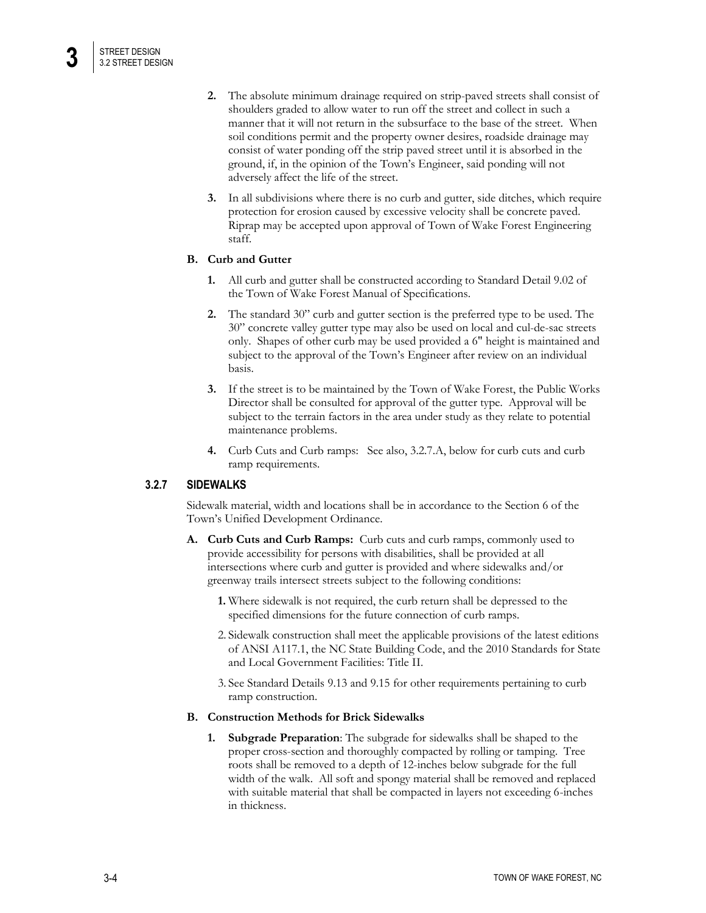2. The absolute minimum drainage required on strip-paved streets shall consist of shoulders graded to allow water to run off the street and collect in such a manner that it will not return in the subsurface to the base of the street. When soil conditions permit and the property owner desires, roadside drainage may consist of water ponding off the strip paved street until it is absorbed in the ground, if, in the opinion of the Town's Engineer, said ponding will not adversely affect the life of the street.

3. In all subdivisions where there is no curb and gutter, side ditches, which require protection for erosion caused by excessive velocity shall be concrete paved. Riprap may be accepted upon approval of Town of Wake Forest Engineering staff.

**B. Curb and Gutter**

1. All curb and gutter shall be constructed according to Standard Detail 9.02 of the Town of Wake Forest Manual of Specifications.

2. The standard 30" curb and gutter section is the preferred type to be used. The 30" concrete valley gutter type may also be used on local and cul-de-sac streets only. Shapes of other curb may be used provided a 6" height is maintained and subject to the approval of the Town's Engineer after review on an individual basis.

3. If the street is to be maintained by the Town of Wake Forest, the Public Works Director shall be consulted for approval of the gutter type. Approval will be subject to the terrain factors in the area under study as they relate to potential maintenance problems.

4. Curb Cuts and Curb ramps: See also, 3.2.7.A, below for curb cuts and curb ramp requirements.

### 3.2.7 SIDEWALKS

Sidewalk material, width and locations shall be in accordance to the Section 6 of the Town's Unified Development Ordinance.

**A. Curb Cuts and Curb Ramps:** Curb cuts and curb ramps, commonly used to provide accessibility for persons with disabilities, shall be provided at all intersections where curb and gutter is provided and where sidewalks and/or greenway trails intersect streets subject to the following conditions:

1. Where sidewalk is not required, the curb return shall be depressed to the specified dimensions for the future connection of curb ramps.
2. Sidewalk construction shall meet the applicable provisions of the latest editions of ANSI A117.1, the NC State Building Code, and the 2010 Standards for State and Local Government Facilities: Title II.
3. See Standard Details 9.13 and 9.15 for other requirements pertaining to curb ramp construction.

**B. Construction Methods for Brick Sidewalks**

1. **Subgrade Preparation**: The subgrade for sidewalks shall be shaped to the proper cross-section and thoroughly compacted by rolling or tamping. Tree roots shall be removed to a depth of 12-inches below subgrade for the full width of the walk. All soft and spongy material shall be removed and replaced with suitable material that shall be compacted in layers not exceeding 6-inches in thickness.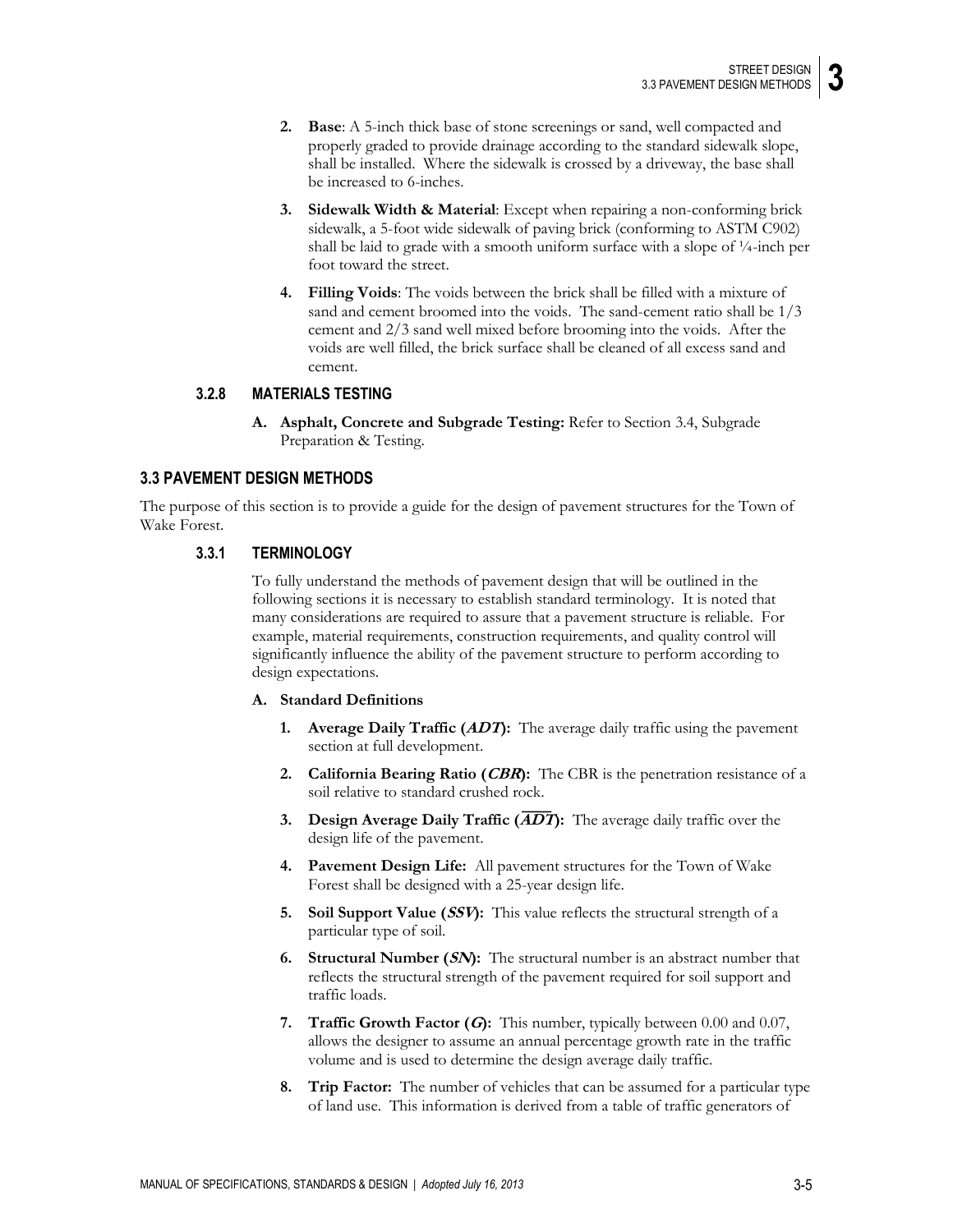2. **Base**: A 5-inch thick base of stone screenings or sand, well compacted and properly graded to provide drainage according to the standard sidewalk slope, shall be installed. Where the sidewalk is crossed by a driveway, the base shall be increased to 6-inches.

3. **Sidewalk Width & Material**: Except when repairing a non-conforming brick sidewalk, a 5-foot wide sidewalk of paving brick (conforming to ASTM C902) shall be laid to grade with a smooth uniform surface with a slope of ¼-inch per foot toward the street.

4. **Filling Voids**: The voids between the brick shall be filled with a mixture of sand and cement broomed into the voids. The sand-cement ratio shall be 1/3 cement and 2/3 sand well mixed before brooming into the voids. After the voids are well filled, the brick surface shall be cleaned of all excess sand and cement.

#### 3.2.8 MATERIALS TESTING

**A. Asphalt, Concrete and Subgrade Testing:** Refer to Section 3.4, Subgrade Preparation & Testing.

## 3.3 PAVEMENT DESIGN METHODS

The purpose of this section is to provide a guide for the design of pavement structures for the Town of Wake Forest.

### 3.3.1 TERMINOLOGY

To fully understand the methods of pavement design that will be outlined in the following sections it is necessary to establish standard terminology. It is noted that many considerations are required to assure that a pavement structure is reliable. For example, material requirements, construction requirements, and quality control will significantly influence the ability of the pavement structure to perform according to design expectations.

**A. Standard Definitions**

1. **Average Daily Traffic (*ADT*):** The average daily traffic using the pavement section at full development.

2. **California Bearing Ratio (*CBR*):** The CBR is the penetration resistance of a soil relative to standard crushed rock.

3. **Design Average Daily Traffic ($\overline{ADT}$):** The average daily traffic over the design life of the pavement.

4. **Pavement Design Life:** All pavement structures for the Town of Wake Forest shall be designed with a 25-year design life.

5. **Soil Support Value (*SSV*):** This value reflects the structural strength of a particular type of soil.

6. **Structural Number (*SN*):** The structural number is an abstract number that reflects the structural strength of the pavement required for soil support and traffic loads.

7. **Traffic Growth Factor (*G*):** This number, typically between 0.00 and 0.07, allows the designer to assume an annual percentage growth rate in the traffic volume and is used to determine the design average daily traffic.

8. **Trip Factor:** The number of vehicles that can be assumed for a particular type of land use. This information is derived from a table of traffic generators of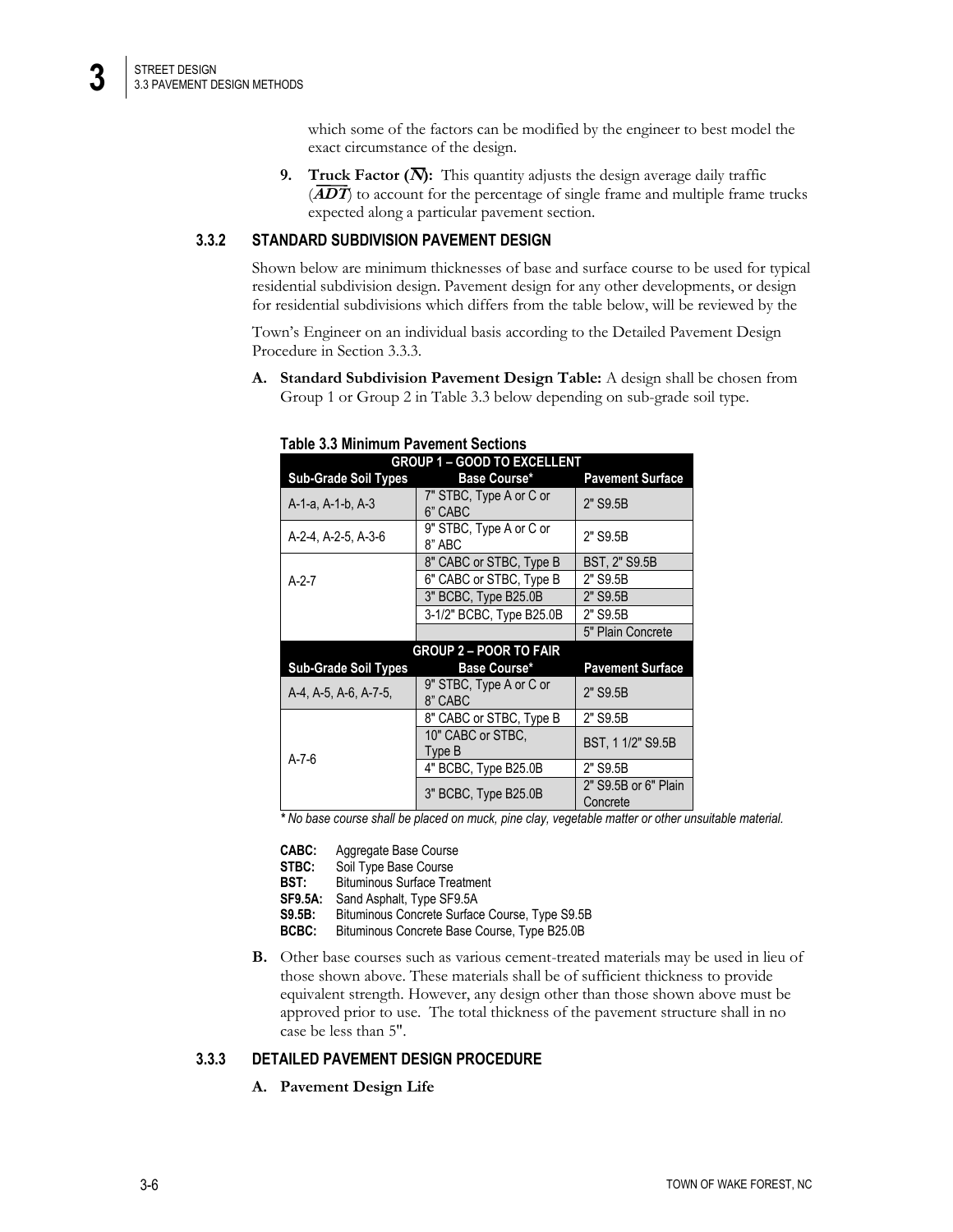which some of the factors can be modified by the engineer to best model the exact circumstance of the design.

9. **Truck Factor ($\overline{N}$):** This quantity adjusts the design average daily traffic ($\overline{ADT}$) to account for the percentage of single frame and multiple frame trucks expected along a particular pavement section.

### 3.3.2 STANDARD SUBDIVISION PAVEMENT DESIGN

Shown below are minimum thicknesses of base and surface course to be used for typical residential subdivision design. Pavement design for any other developments, or design for residential subdivisions which differs from the table below, will be reviewed by the

Town's Engineer on an individual basis according to the Detailed Pavement Design Procedure in Section 3.3.3.

**A. Standard Subdivision Pavement Design Table:** A design shall be chosen from Group 1 or Group 2 in Table 3.3 below depending on sub-grade soil type.

**Table 3.3 Minimum Pavement Sections**

| GROUP 1 – GOOD TO EXCELLENT | | |
|---|---|---|
| **Sub-Grade Soil Types** | **Base Course*** | **Pavement Surface** |
| A-1-a, A-1-b, A-3 | 7" STBC, Type A or C or 6" CABC | 2" S9.5B |
| A-2-4, A-2-5, A-3-6 | 9" STBC, Type A or C or 8" ABC | 2" S9.5B |
| A-2-7 | 8" CABC or STBC, Type B | BST, 2" S9.5B |
| | 6" CABC or STBC, Type B | 2" S9.5B |
| | 3" BCBC, Type B25.0B | 2" S9.5B |
| | 3-1/2" BCBC, Type B25.0B | 2" S9.5B |
| | | 5" Plain Concrete |
| **GROUP 2 – POOR TO FAIR** | | |
| **Sub-Grade Soil Types** | **Base Course*** | **Pavement Surface** |
| A-4, A-5, A-6, A-7-5, | 9" STBC, Type A or C or 8" CABC | 2" S9.5B |
| A-7-6 | 8" CABC or STBC, Type B | 2" S9.5B |
| | 10" CABC or STBC, Type B | BST, 1 1/2" S9.5B |
| | 4" BCBC, Type B25.0B | 2" S9.5B |
| | 3" BCBC, Type B25.0B | 2" S9.5B or 6" Plain Concrete |

*** *No base course shall be placed on muck, pine clay, vegetable matter or other unsuitable material.***

**CABC:** Aggregate Base Course
**STBC:** Soil Type Base Course
**BST:** Bituminous Surface Treatment
**SF9.5A:** Sand Asphalt, Type SF9.5A
**S9.5B:** Bituminous Concrete Surface Course, Type S9.5B
**BCBC:** Bituminous Concrete Base Course, Type B25.0B

**B.** Other base courses such as various cement-treated materials may be used in lieu of those shown above. These materials shall be of sufficient thickness to provide equivalent strength. However, any design other than those shown above must be approved prior to use. The total thickness of the pavement structure shall in no case be less than 5".

### 3.3.3 DETAILED PAVEMENT DESIGN PROCEDURE

**A. Pavement Design Life**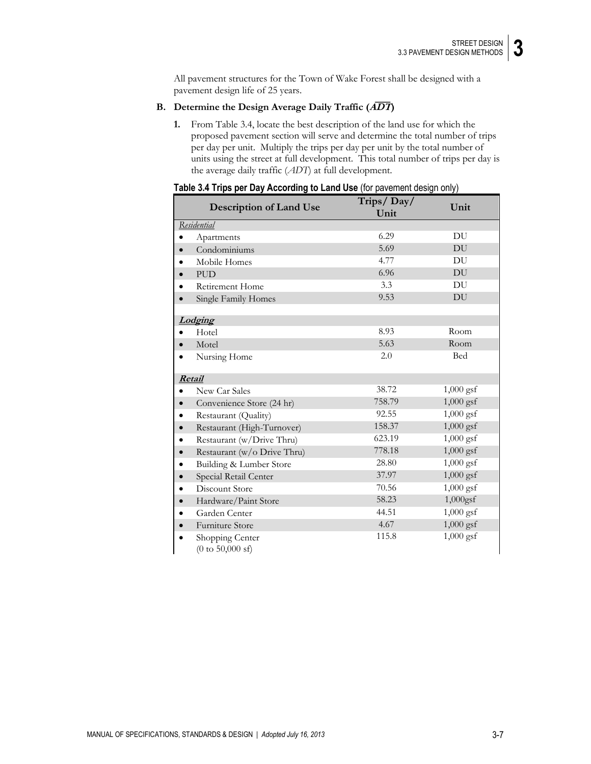All pavement structures for the Town of Wake Forest shall be designed with a pavement design life of 25 years.

### B. Determine the Design Average Daily Traffic ($\overline{ADT}$)

1. From Table 3.4, locate the best description of the land use for which the proposed pavement section will serve and determine the total number of trips per day per unit. Multiply the trips per day per unit by the total number of units using the street at full development. This total number of trips per day is the average daily traffic (*ADT*) at full development.

**Table 3.4 Trips per Day According to Land Use** (for pavement design only)

| Description of Land Use | Trips/ Day/ Unit | Unit |
|---|---|---|
| *Residential* | | |
| • Apartments | 6.29 | DU |
| • Condominiums | 5.69 | DU |
| • Mobile Homes | 4.77 | DU |
| • PUD | 6.96 | DU |
| • Retirement Home | 3.3 | DU |
| • Single Family Homes | 9.53 | DU |
| ***Lodging*** | | |
| • Hotel | 8.93 | Room |
| • Motel | 5.63 | Room |
| • Nursing Home | 2.0 | Bed |
| ***Retail*** | | |
| • New Car Sales | 38.72 | 1,000 gsf |
| • Convenience Store (24 hr) | 758.79 | 1,000 gsf |
| • Restaurant (Quality) | 92.55 | 1,000 gsf |
| • Restaurant (High-Turnover) | 158.37 | 1,000 gsf |
| • Restaurant (w/Drive Thru) | 623.19 | 1,000 gsf |
| • Restaurant (w/o Drive Thru) | 778.18 | 1,000 gsf |
| • Building & Lumber Store | 28.80 | 1,000 gsf |
| • Special Retail Center | 37.97 | 1,000 gsf |
| • Discount Store | 70.56 | 1,000 gsf |
| • Hardware/Paint Store | 58.23 | 1,000gsf |
| • Garden Center | 44.51 | 1,000 gsf |
| • Furniture Store | 4.67 | 1,000 gsf |
| • Shopping Center (0 to 50,000 sf) | 115.8 | 1,000 gsf |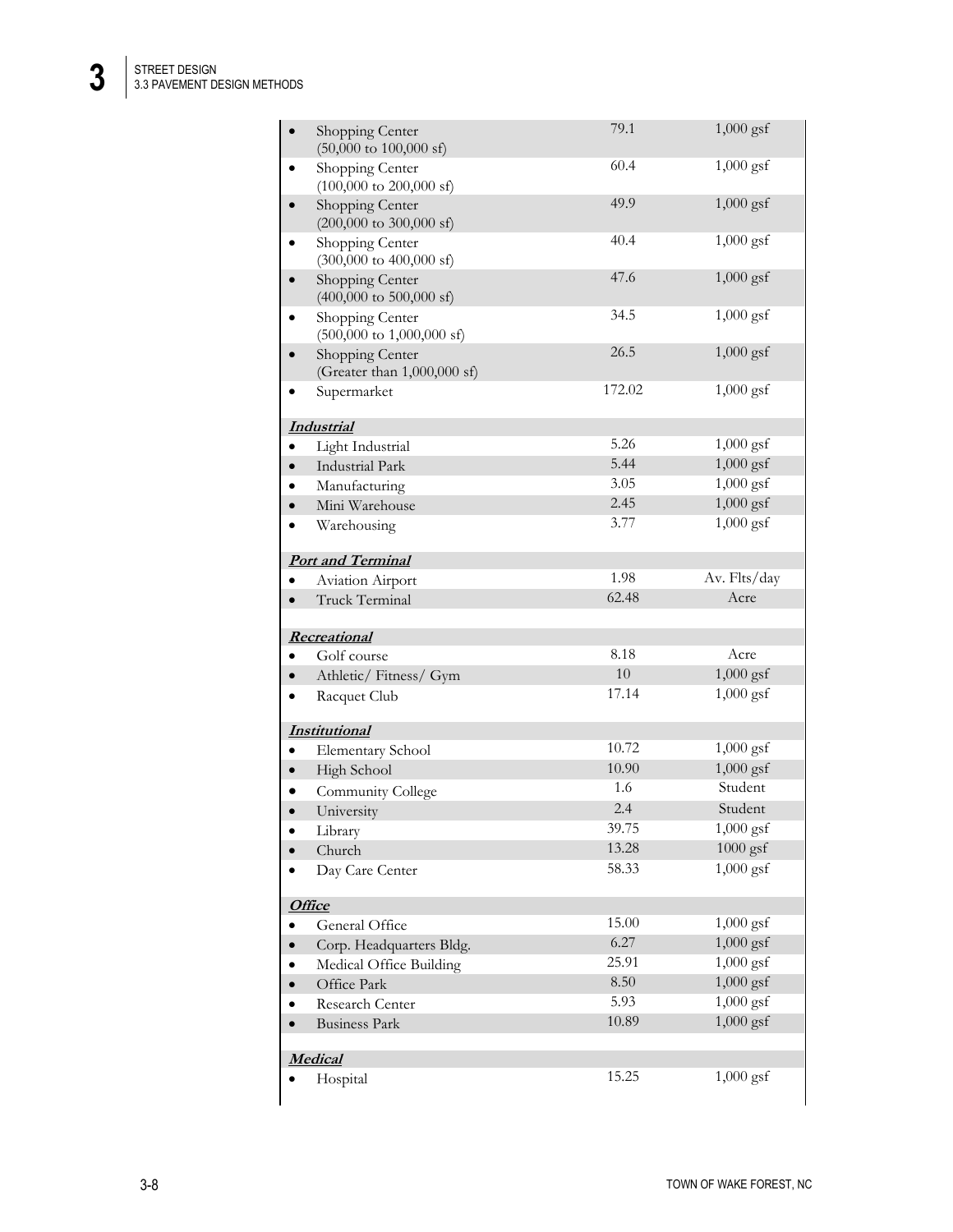| | | |
|---|---|---|
| • Shopping Center (50,000 to 100,000 sf) | 79.1 | 1,000 gsf |
| • Shopping Center (100,000 to 200,000 sf) | 60.4 | 1,000 gsf |
| • Shopping Center (200,000 to 300,000 sf) | 49.9 | 1,000 gsf |
| • Shopping Center (300,000 to 400,000 sf) | 40.4 | 1,000 gsf |
| • Shopping Center (400,000 to 500,000 sf) | 47.6 | 1,000 gsf |
| • Shopping Center (500,000 to 1,000,000 sf) | 34.5 | 1,000 gsf |
| • Shopping Center (Greater than 1,000,000 sf) | 26.5 | 1,000 gsf |
| • Supermarket | 172.02 | 1,000 gsf |
| ***Industrial*** | | |
| • Light Industrial | 5.26 | 1,000 gsf |
| • Industrial Park | 5.44 | 1,000 gsf |
| • Manufacturing | 3.05 | 1,000 gsf |
| • Mini Warehouse | 2.45 | 1,000 gsf |
| • Warehousing | 3.77 | 1,000 gsf |
| ***Port and Terminal*** | | |
| • Aviation Airport | 1.98 | Av. Flts/day |
| • Truck Terminal | 62.48 | Acre |
| ***Recreational*** | | |
| • Golf course | 8.18 | Acre |
| • Athletic/ Fitness/ Gym | 10 | 1,000 gsf |
| • Racquet Club | 17.14 | 1,000 gsf |
| ***Institutional*** | | |
| • Elementary School | 10.72 | 1,000 gsf |
| • High School | 10.90 | 1,000 gsf |
| • Community College | 1.6 | Student |
| • University | 2.4 | Student |
| • Library | 39.75 | 1,000 gsf |
| • Church | 13.28 | 1000 gsf |
| • Day Care Center | 58.33 | 1,000 gsf |
| ***Office*** | | |
| • General Office | 15.00 | 1,000 gsf |
| • Corp. Headquarters Bldg. | 6.27 | 1,000 gsf |
| • Medical Office Building | 25.91 | 1,000 gsf |
| • Office Park | 8.50 | 1,000 gsf |
| • Research Center | 5.93 | 1,000 gsf |
| • Business Park | 10.89 | 1,000 gsf |
| ***Medical*** | | |
| • Hospital | 15.25 | 1,000 gsf |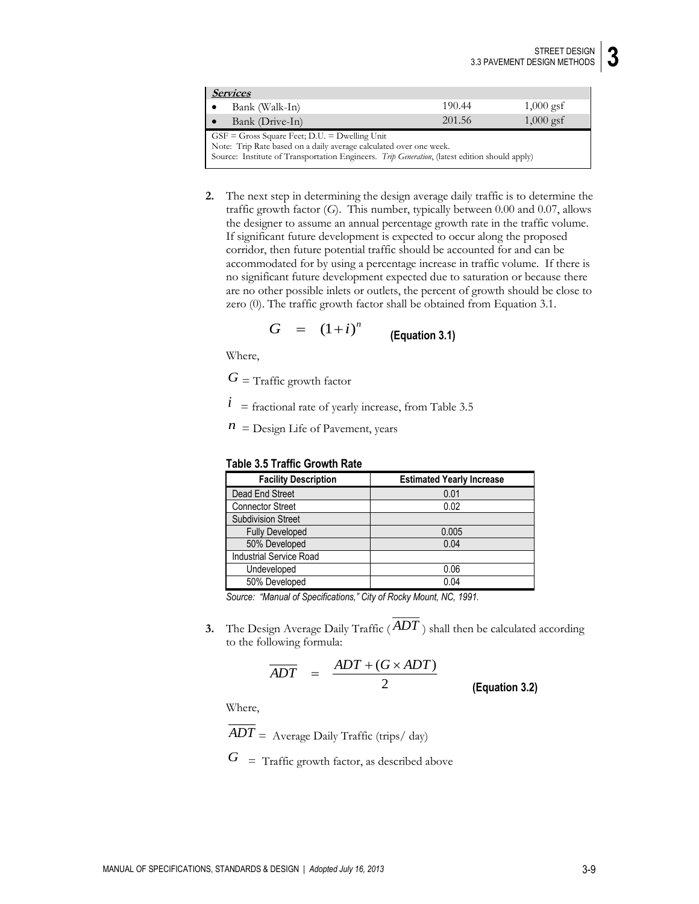| *Services* | | |
|---|---|---|
| • Bank (Walk-In) | 190.44 | 1,000 gsf |
| • Bank (Drive-In) | 201.56 | 1,000 gsf |

GSF = Gross Square Feet; D.U. = Dwelling Unit
Note: Trip Rate based on a daily average calculated over one week.
Source: Institute of Transportation Engineers. *Trip Generation*, (latest edition should apply)

**2.** The next step in determining the design average daily traffic is to determine the traffic growth factor (*G*). This number, typically between 0.00 and 0.07, allows the designer to assume an annual percentage growth rate in the traffic volume. If significant future development is expected to occur along the proposed corridor, then future potential traffic should be accounted for and can be accommodated for by using a percentage increase in traffic volume. If there is no significant future development expected due to saturation or because there are no other possible inlets or outlets, the percent of growth should be close to zero (0). The traffic growth factor shall be obtained from Equation 3.1.

$$G = (1+i)^n \quad \textbf{(Equation 3.1)}$$

Where,

$G$ = Traffic growth factor

$i$ = fractional rate of yearly increase, from Table 3.5

$n$ = Design Life of Pavement, years

**Table 3.5 Traffic Growth Rate**

| Facility Description | Estimated Yearly Increase |
|---|---|
| Dead End Street | 0.01 |
| Connector Street | 0.02 |
| Subdivision Street | |
| Fully Developed | 0.005 |
| 50% Developed | 0.04 |
| Industrial Service Road | |
| Undeveloped | 0.06 |
| 50% Developed | 0.04 |

*Source: "Manual of Specifications," City of Rocky Mount, NC, 1991.*

**3.** The Design Average Daily Traffic ($\overline{ADT}$) shall then be calculated according to the following formula:

$$\overline{ADT} = \frac{ADT + (G \times ADT)}{2} \quad \textbf{(Equation 3.2)}$$

Where,

$\overline{ADT}$ = Average Daily Traffic (trips/ day)

$G$ = Traffic growth factor, as described above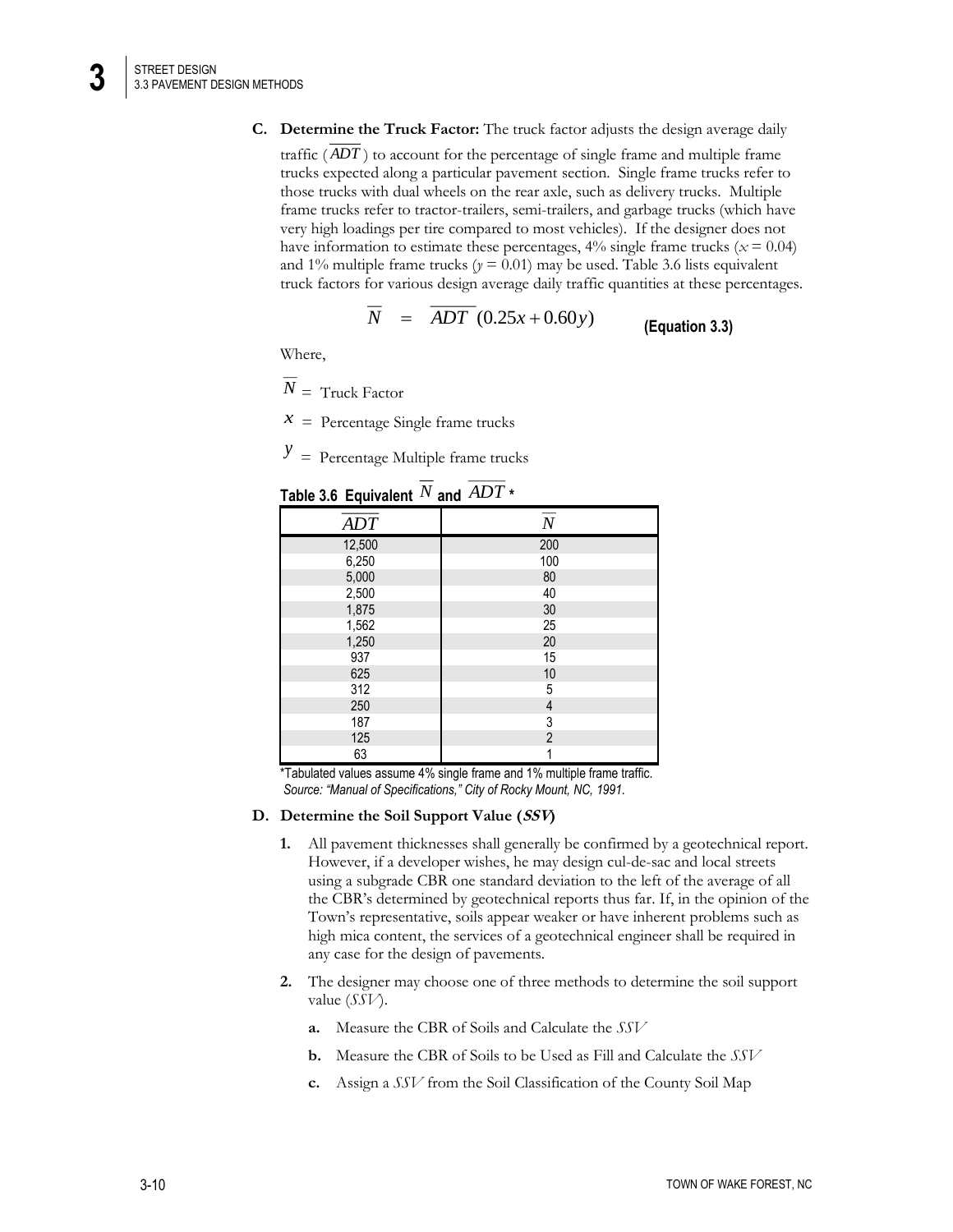**C. Determine the Truck Factor:** The truck factor adjusts the design average daily traffic ($\overline{ADT}$) to account for the percentage of single frame and multiple frame trucks expected along a particular pavement section. Single frame trucks refer to those trucks with dual wheels on the rear axle, such as delivery trucks. Multiple frame trucks refer to tractor-trailers, semi-trailers, and garbage trucks (which have very high loadings per tire compared to most vehicles). If the designer does not have information to estimate these percentages, 4% single frame trucks ($x = 0.04$) and 1% multiple frame trucks ($y = 0.01$) may be used. Table 3.6 lists equivalent truck factors for various design average daily traffic quantities at these percentages.

$$\overline{N} = \overline{ADT}\,(0.25x + 0.60y) \qquad \textbf{(Equation 3.3)}$$

Where,

$\overline{N}$ = Truck Factor

$x$ = Percentage Single frame trucks

$y$ = Percentage Multiple frame trucks

**Table 3.6 Equivalent $\overline{N}$ and $\overline{ADT}$ \***

| $\overline{ADT}$ | $\overline{N}$ |
|---|---|
| 12,500 | 200 |
| 6,250 | 100 |
| 5,000 | 80 |
| 2,500 | 40 |
| 1,875 | 30 |
| 1,562 | 25 |
| 1,250 | 20 |
| 937 | 15 |
| 625 | 10 |
| 312 | 5 |
| 250 | 4 |
| 187 | 3 |
| 125 | 2 |
| 63 | 1 |

*Tabulated values assume 4% single frame and 1% multiple frame traffic.
*Source: "Manual of Specifications," City of Rocky Mount, NC, 1991.*

**D. Determine the Soil Support Value (*SSV*)**

1. All pavement thicknesses shall generally be confirmed by a geotechnical report. However, if a developer wishes, he may design cul-de-sac and local streets using a subgrade CBR one standard deviation to the left of the average of all the CBR's determined by geotechnical reports thus far. If, in the opinion of the Town's representative, soils appear weaker or have inherent problems such as high mica content, the services of a geotechnical engineer shall be required in any case for the design of pavements.

2. The designer may choose one of three methods to determine the soil support value (*SSV*).

   a. Measure the CBR of Soils and Calculate the *SSV*

   b. Measure the CBR of Soils to be Used as Fill and Calculate the *SSV*

   c. Assign a *SSV* from the Soil Classification of the County Soil Map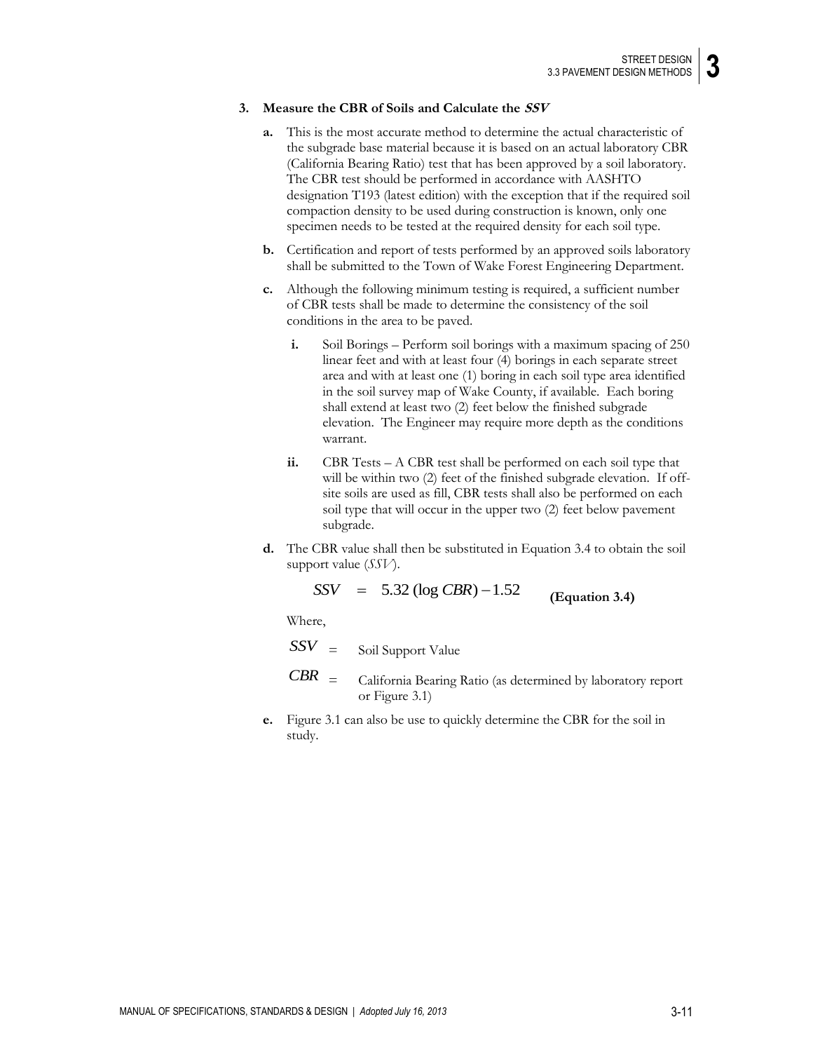### 3. Measure the CBR of Soils and Calculate the *SSV*

**a.** This is the most accurate method to determine the actual characteristic of the subgrade base material because it is based on an actual laboratory CBR (California Bearing Ratio) test that has been approved by a soil laboratory. The CBR test should be performed in accordance with AASHTO designation T193 (latest edition) with the exception that if the required soil compaction density to be used during construction is known, only one specimen needs to be tested at the required density for each soil type.

**b.** Certification and report of tests performed by an approved soils laboratory shall be submitted to the Town of Wake Forest Engineering Department.

**c.** Although the following minimum testing is required, a sufficient number of CBR tests shall be made to determine the consistency of the soil conditions in the area to be paved.

- **i.** Soil Borings – Perform soil borings with a maximum spacing of 250 linear feet and with at least four (4) borings in each separate street area and with at least one (1) boring in each soil type area identified in the soil survey map of Wake County, if available. Each boring shall extend at least two (2) feet below the finished subgrade elevation. The Engineer may require more depth as the conditions warrant.
- **ii.** CBR Tests – A CBR test shall be performed on each soil type that will be within two (2) feet of the finished subgrade elevation. If off-site soils are used as fill, CBR tests shall also be performed on each soil type that will occur in the upper two (2) feet below pavement subgrade.

**d.** The CBR value shall then be substituted in Equation 3.4 to obtain the soil support value (*SSV*).

$$SSV = 5.32\,(\log CBR) - 1.52 \qquad \textbf{(Equation 3.4)}$$

Where,

$SSV$ = Soil Support Value

$CBR$ = California Bearing Ratio (as determined by laboratory report or Figure 3.1)

**e.** Figure 3.1 can also be use to quickly determine the CBR for the soil in study.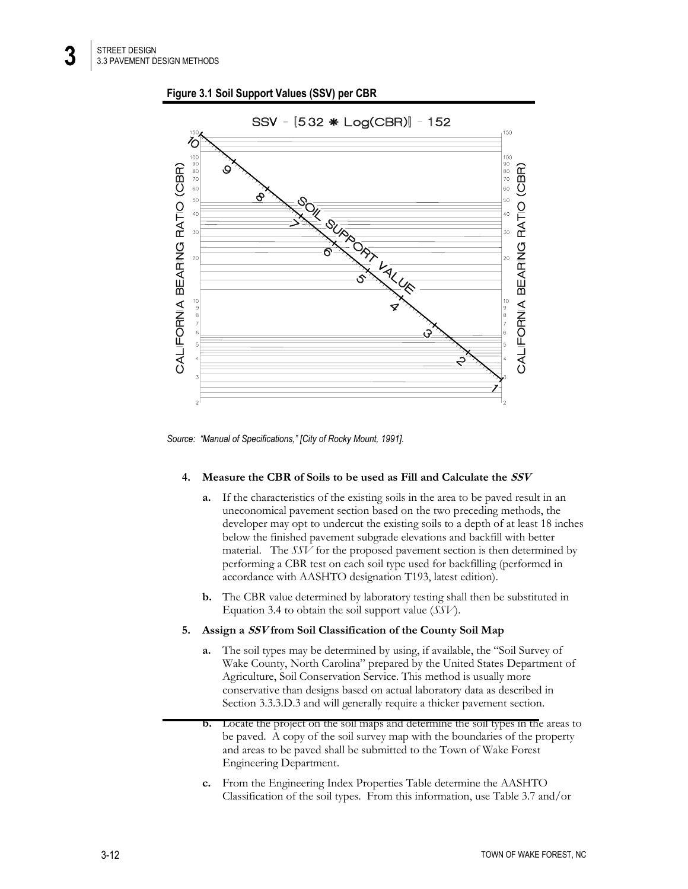**Figure 3.1 Soil Support Values (SSV) per CBR**

$$SSV = [5.32 * \text{Log}(CBR)] - 1.52$$

Source: *"Manual of Specifications," [City of Rocky Mount, 1991].*

4. **Measure the CBR of Soils to be used as Fill and Calculate the *SSV***

   a. If the characteristics of the existing soils in the area to be paved result in an uneconomical pavement section based on the two preceding methods, the developer may opt to undercut the existing soils to a depth of at least 18 inches below the finished pavement subgrade elevations and backfill with better material. The *SSV* for the proposed pavement section is then determined by performing a CBR test on each soil type used for backfilling (performed in accordance with AASHTO designation T193, latest edition).

   b. The CBR value determined by laboratory testing shall then be substituted in Equation 3.4 to obtain the soil support value (*SSV*).

5. **Assign a *SSV* from Soil Classification of the County Soil Map**

   a. The soil types may be determined by using, if available, the "Soil Survey of Wake County, North Carolina" prepared by the United States Department of Agriculture, Soil Conservation Service. This method is usually more conservative than designs based on actual laboratory data as described in Section 3.3.3.D.3 and will generally require a thicker pavement section.

   b. Locate the project on the soil maps and determine the soil types in the areas to be paved. A copy of the soil survey map with the boundaries of the property and areas to be paved shall be submitted to the Town of Wake Forest Engineering Department.

   c. From the Engineering Index Properties Table determine the AASHTO Classification of the soil types. From this information, use Table 3.7 and/or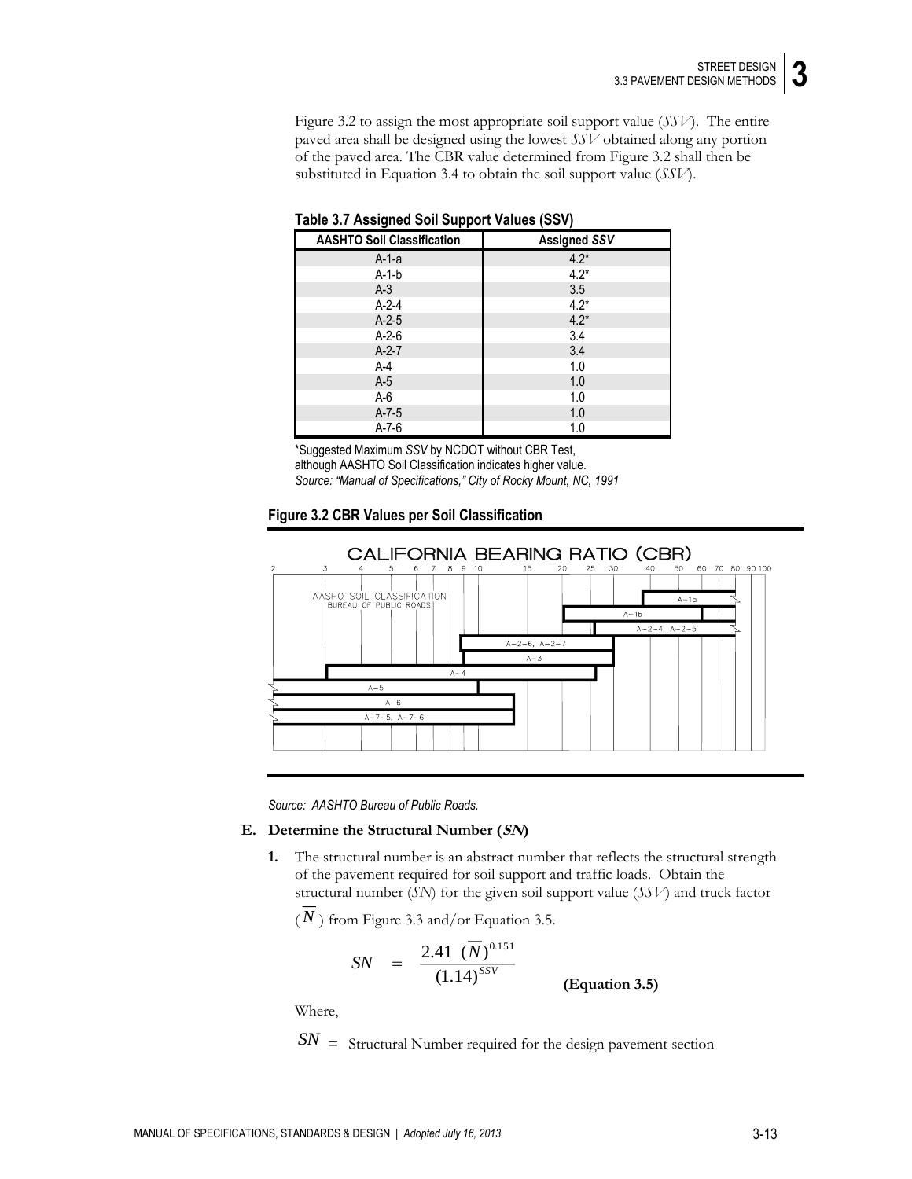Figure 3.2 to assign the most appropriate soil support value (*SSV*). The entire paved area shall be designed using the lowest *SSV* obtained along any portion of the paved area. The CBR value determined from Figure 3.2 shall then be substituted in Equation 3.4 to obtain the soil support value (*SSV*).

**Table 3.7 Assigned Soil Support Values (SSV)**

| AASHTO Soil Classification | Assigned *SSV* |
|---|---|
| A-1-a | 4.2* |
| A-1-b | 4.2* |
| A-3 | 3.5 |
| A-2-4 | 4.2* |
| A-2-5 | 4.2* |
| A-2-6 | 3.4 |
| A-2-7 | 3.4 |
| A-4 | 1.0 |
| A-5 | 1.0 |
| A-6 | 1.0 |
| A-7-5 | 1.0 |
| A-7-6 | 1.0 |

*Suggested Maximum *SSV* by NCDOT without CBR Test, although AASHTO Soil Classification indicates higher value.
*Source: "Manual of Specifications," City of Rocky Mount, NC, 1991*

**Figure 3.2 CBR Values per Soil Classification**

*Source: AASHTO Bureau of Public Roads.*

**E. Determine the Structural Number (*SN*)**

**1.** The structural number is an abstract number that reflects the structural strength of the pavement required for soil support and traffic loads. Obtain the structural number (*SN*) for the given soil support value (*SSV*) and truck factor ($\overline{N}$) from Figure 3.3 and/or Equation 3.5.

$$SN = \frac{2.41\ (\overline{N})^{0.151}}{(1.14)^{SSV}} \qquad \textbf{(Equation 3.5)}$$

Where,

$SN$ = Structural Number required for the design pavement section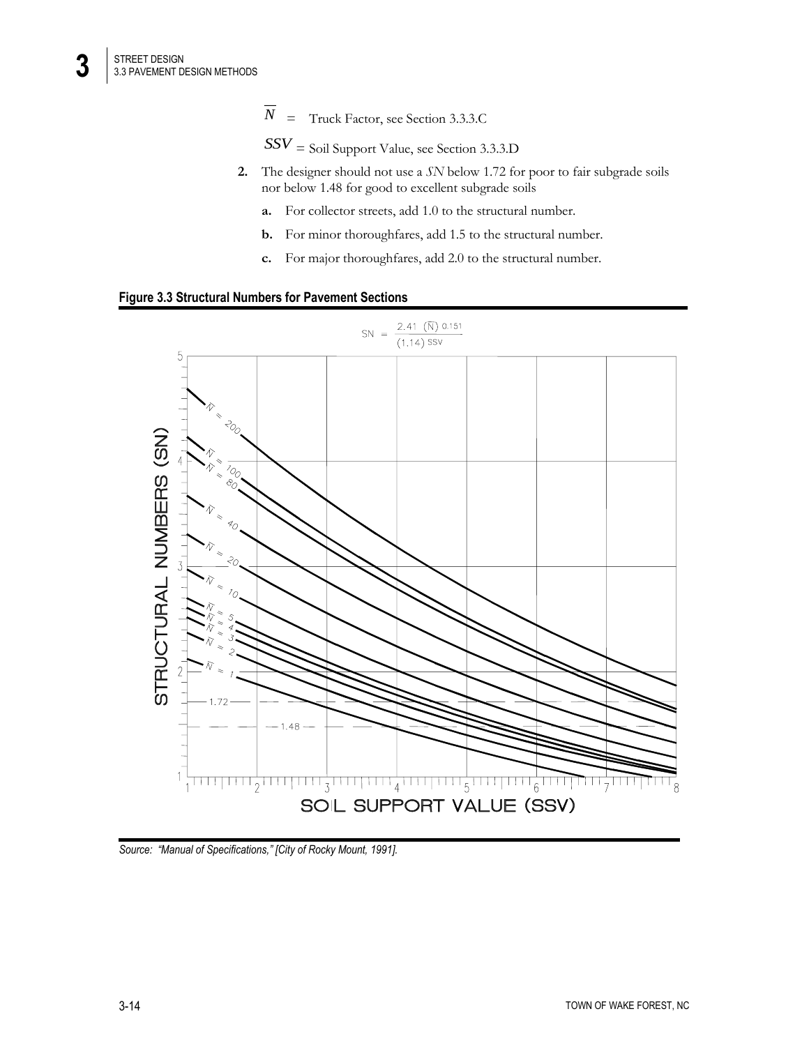$\overline{N}$ = Truck Factor, see Section 3.3.3.C

$SSV$ = Soil Support Value, see Section 3.3.3.D

2. The designer should not use a *SN* below 1.72 for poor to fair subgrade soils nor below 1.48 for good to excellent subgrade soils

   a. For collector streets, add 1.0 to the structural number.

   b. For minor thoroughfares, add 1.5 to the structural number.

   c. For major thoroughfares, add 2.0 to the structural number.

**Figure 3.3 Structural Numbers for Pavement Sections**

$$SN = \frac{2.41\ (\overline{N})^{0.151}}{(1.14)^{SSV}}$$

*Source: "Manual of Specifications," [City of Rocky Mount, 1991].*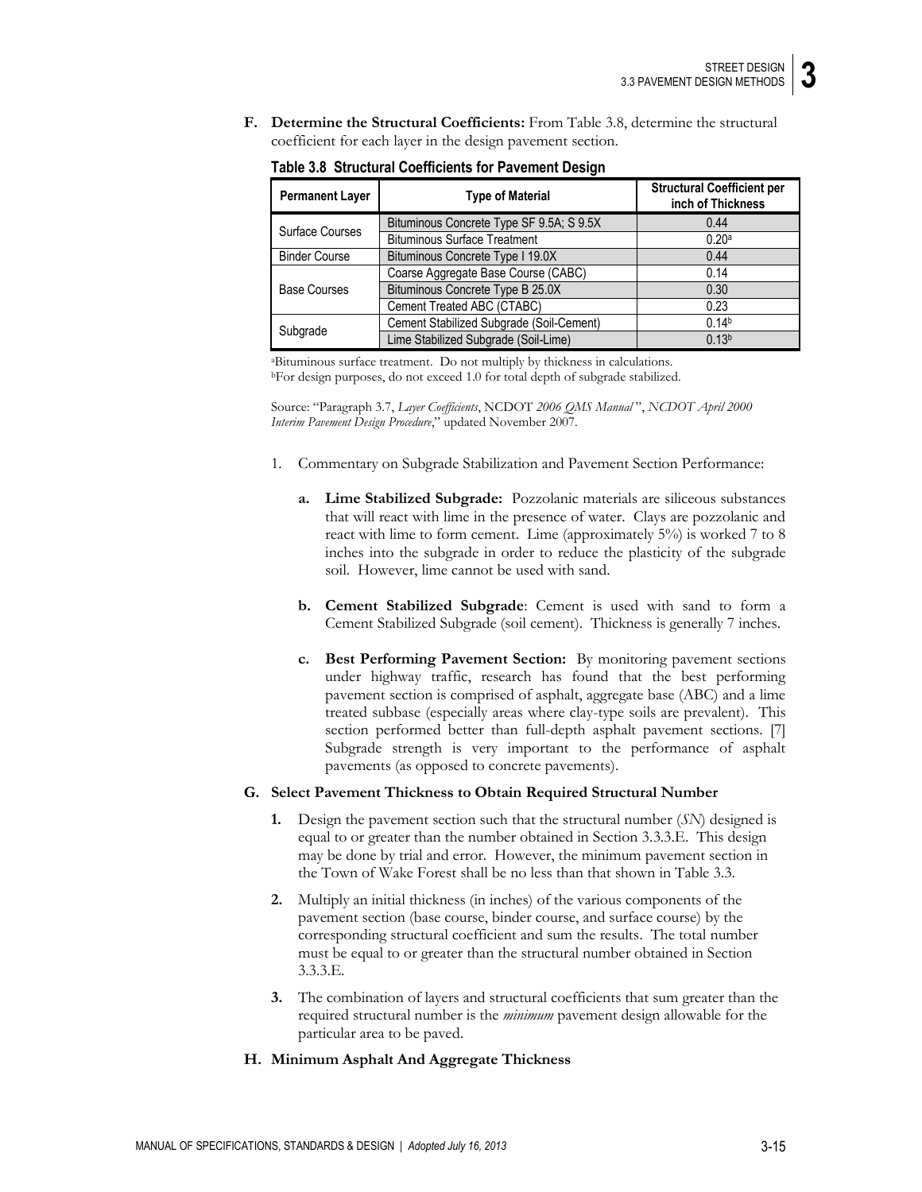**F. Determine the Structural Coefficients:** From Table 3.8, determine the structural coefficient for each layer in the design pavement section.

**Table 3.8 Structural Coefficients for Pavement Design**

| Permanent Layer | Type of Material | Structural Coefficient per inch of Thickness |
|---|---|---|
| Surface Courses | Bituminous Concrete Type SF 9.5A; S 9.5X | 0.44 |
| | Bituminous Surface Treatment | 0.20[a] |
| Binder Course | Bituminous Concrete Type I 19.0X | 0.44 |
| Base Courses | Coarse Aggregate Base Course (CABC) | 0.14 |
| | Bituminous Concrete Type B 25.0X | 0.30 |
| | Cement Treated ABC (CTABC) | 0.23 |
| Subgrade | Cement Stabilized Subgrade (Soil-Cement) | 0.14[b] |
| | Lime Stabilized Subgrade (Soil-Lime) | 0.13[b] |

[a]Bituminous surface treatment. Do not multiply by thickness in calculations.
[b]For design purposes, do not exceed 1.0 for total depth of subgrade stabilized.

Source: "Paragraph 3.7, *Layer Coefficients*, NCDOT *2006 QMS Manual"*, *NCDOT April 2000 Interim Pavement Design Procedure*," updated November 2007.

1. Commentary on Subgrade Stabilization and Pavement Section Performance:

   a. **Lime Stabilized Subgrade:** Pozzolanic materials are siliceous substances that will react with lime in the presence of water. Clays are pozzolanic and react with lime to form cement. Lime (approximately 5%) is worked 7 to 8 inches into the subgrade in order to reduce the plasticity of the subgrade soil. However, lime cannot be used with sand.

   b. **Cement Stabilized Subgrade**: Cement is used with sand to form a Cement Stabilized Subgrade (soil cement). Thickness is generally 7 inches.

   c. **Best Performing Pavement Section:** By monitoring pavement sections under highway traffic, research has found that the best performing pavement section is comprised of asphalt, aggregate base (ABC) and a lime treated subbase (especially areas where clay-type soils are prevalent). This section performed better than full-depth asphalt pavement sections. [7] Subgrade strength is very important to the performance of asphalt pavements (as opposed to concrete pavements).

**G. Select Pavement Thickness to Obtain Required Structural Number**

1. Design the pavement section such that the structural number (*SN*) designed is equal to or greater than the number obtained in Section 3.3.3.E. This design may be done by trial and error. However, the minimum pavement section in the Town of Wake Forest shall be no less than that shown in Table 3.3.

2. Multiply an initial thickness (in inches) of the various components of the pavement section (base course, binder course, and surface course) by the corresponding structural coefficient and sum the results. The total number must be equal to or greater than the structural number obtained in Section 3.3.3.E.

3. The combination of layers and structural coefficients that sum greater than the required structural number is the *minimum* pavement design allowable for the particular area to be paved.

**H. Minimum Asphalt And Aggregate Thickness**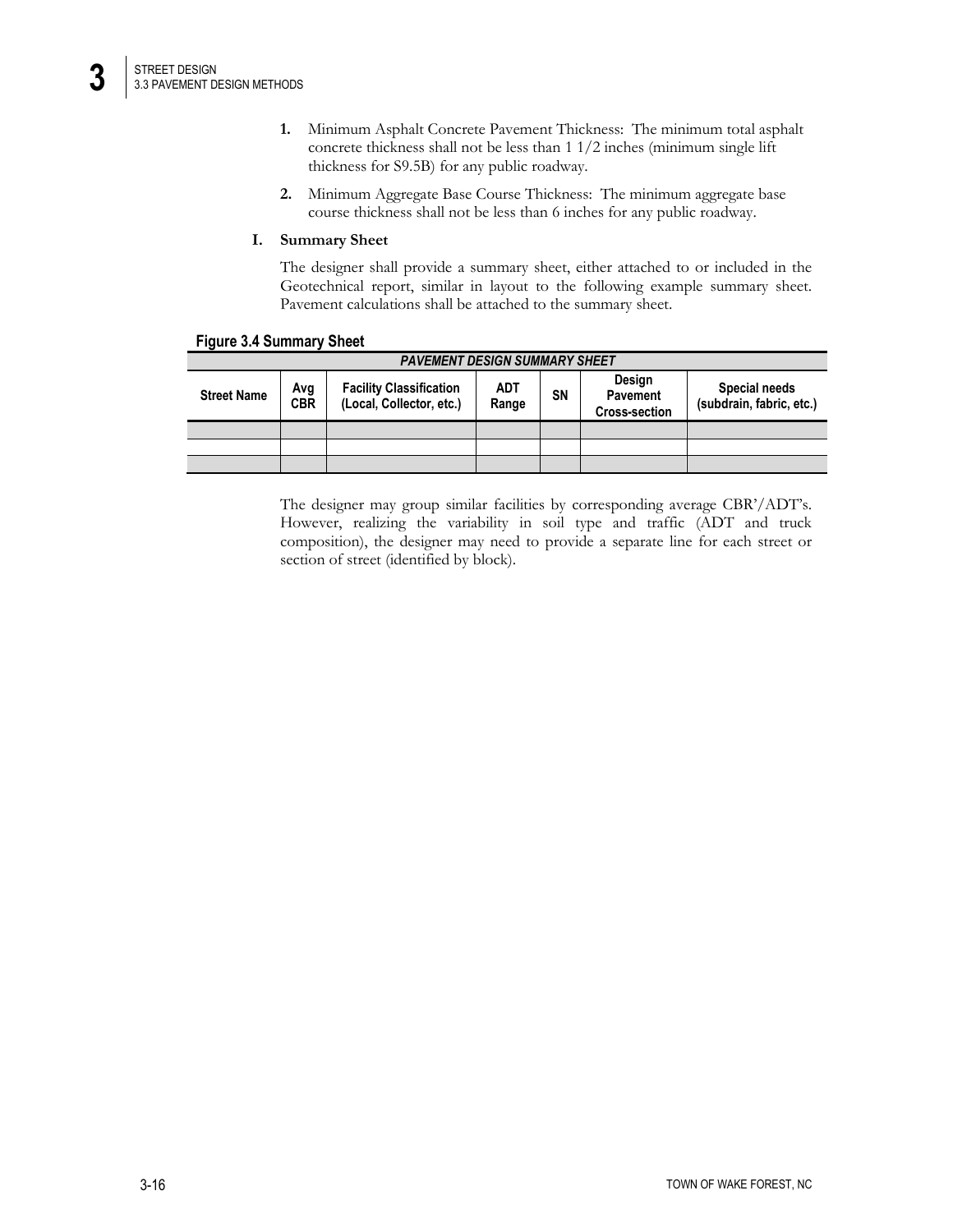1. **1.** Minimum Asphalt Concrete Pavement Thickness: The minimum total asphalt concrete thickness shall not be less than 1 1/2 inches (minimum single lift thickness for S9.5B) for any public roadway.

2. **2.** Minimum Aggregate Base Course Thickness: The minimum aggregate base course thickness shall not be less than 6 inches for any public roadway.

### I. Summary Sheet

The designer shall provide a summary sheet, either attached to or included in the Geotechnical report, similar in layout to the following example summary sheet. Pavement calculations shall be attached to the summary sheet.

**Figure 3.4 Summary Sheet**

| ***PAVEMENT DESIGN SUMMARY SHEET*** | | | | | | |
|---|---|---|---|---|---|---|
| **Street Name** | **Avg CBR** | **Facility Classification (Local, Collector, etc.)** | **ADT Range** | **SN** | **Design Pavement Cross-section** | **Special needs (subdrain, fabric, etc.)** |
| | | | | | | |
| | | | | | | |
| | | | | | | |

The designer may group similar facilities by corresponding average CBR'/ADT's. However, realizing the variability in soil type and traffic (ADT and truck composition), the designer may need to provide a separate line for each street or section of street (identified by block).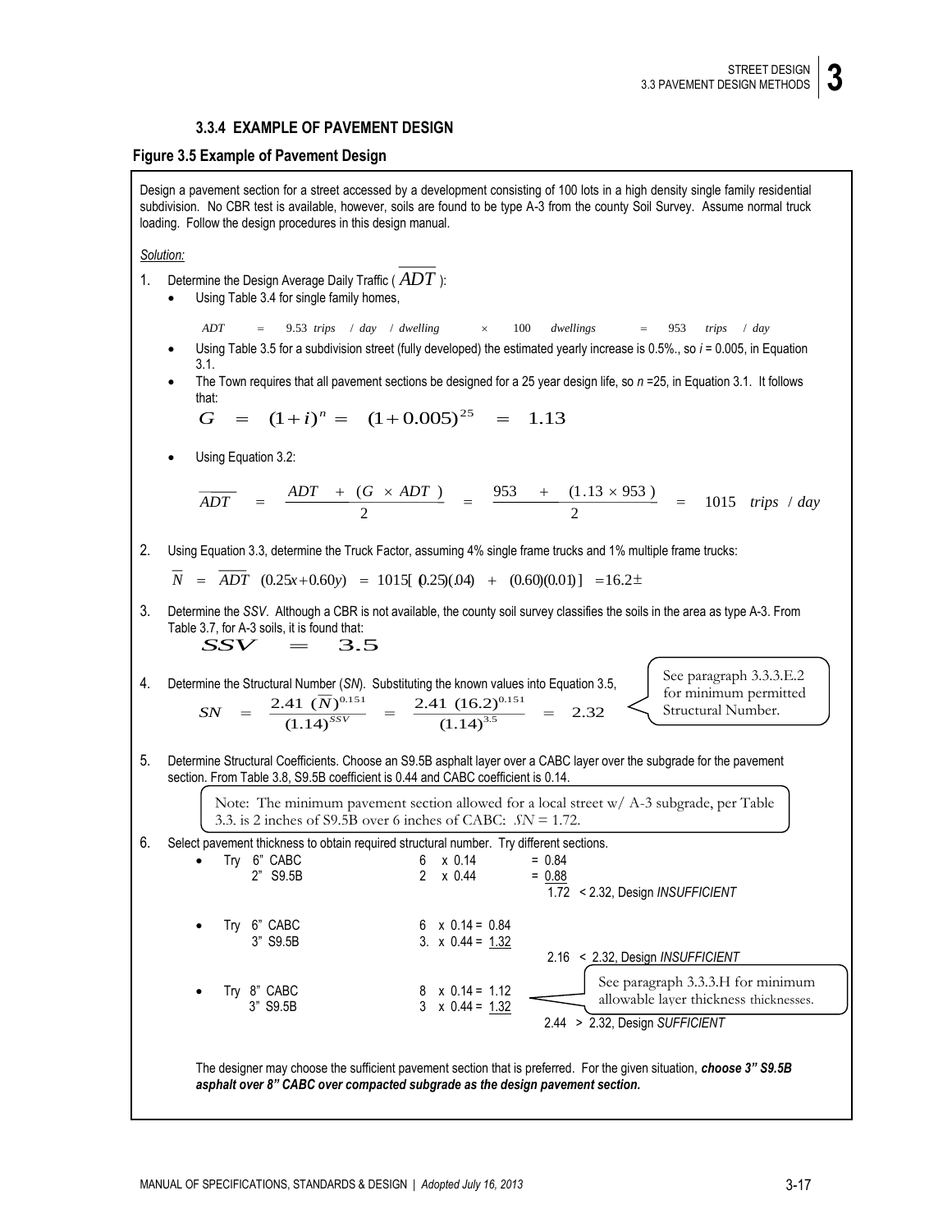### 3.3.4 EXAMPLE OF PAVEMENT DESIGN

**Figure 3.5 Example of Pavement Design**

Design a pavement section for a street accessed by a development consisting of 100 lots in a high density single family residential subdivision. No CBR test is available, however, soils are found to be type A-3 from the county Soil Survey. Assume normal truck loading. Follow the design procedures in this design manual.

*Solution:*

1. Determine the Design Average Daily Traffic ( $\overline{ADT}$ ):
   - Using Table 3.4 for single family homes,

     $$ADT = 9.53 \; trips \; / \; day \; / \; dwelling \times 100 \; dwellings = 953 \; trips \; / \; day$$

   - Using Table 3.5 for a subdivision street (fully developed) the estimated yearly increase is 0.5%., so $i$ = 0.005, in Equation 3.1.
   - The Town requires that all pavement sections be designed for a 25 year design life, so $n$ =25, in Equation 3.1. It follows that:

     $$G = (1+i)^n = (1+0.005)^{25} = 1.13$$

   - Using Equation 3.2:

     $$\overline{ADT} = \frac{ADT + (G \times ADT)}{2} = \frac{953 + (1.13 \times 953)}{2} = 1015 \; trips \; / \; day$$

2. Using Equation 3.3, determine the Truck Factor, assuming 4% single frame trucks and 1% multiple frame trucks:

   $$\overline{N} = \overline{ADT} \; (0.25x + 0.60y) = 1015[(0.25)(.04) + (0.60)(0.01)] = 16.2 \pm$$

3. Determine the *SSV*. Although a CBR is not available, the county soil survey classifies the soils in the area as type A-3. From Table 3.7, for A-3 soils, it is found that:

   $$SSV = 3.5$$

4. Determine the Structural Number (*SN*). Substituting the known values into Equation 3.5,

   $$SN = \frac{2.41 \; (\overline{N})^{0.151}}{(1.14)^{SSV}} = \frac{2.41 \; (16.2)^{0.151}}{(1.14)^{3.5}} = 2.32$$

   See paragraph 3.3.3.E.2 for minimum permitted Structural Number.

5. Determine Structural Coefficients. Choose an S9.5B asphalt layer over a CABC layer over the subgrade for the pavement section. From Table 3.8, S9.5B coefficient is 0.44 and CABC coefficient is 0.14.

   Note: The minimum pavement section allowed for a local street w/ A-3 subgrade, per Table 3.3. is 2 inches of S9.5B over 6 inches of CABC: $SN$ = 1.72.

6. Select pavement thickness to obtain required structural number. Try different sections.
   - Try 6" CABC — 6 x 0.14 = 0.84
     2" S9.5B — 2 x 0.44 = 0.88
     1.72 < 2.32, Design *INSUFFICIENT*
   - Try 6" CABC — 6 x 0.14 = 0.84
     3" S9.5B — 3. x 0.44 = 1.32
     2.16 < 2.32, Design *INSUFFICIENT*
   - Try 8" CABC — 8 x 0.14 = 1.12
     3" S9.5B — 3 x 0.44 = 1.32
     2.44 > 2.32, Design *SUFFICIENT*

   See paragraph 3.3.3.H for minimum allowable layer thickness thicknesses.

   The designer may choose the sufficient pavement section that is preferred. For the given situation, ***choose 3" S9.5B asphalt over 8" CABC over compacted subgrade as the design pavement section.***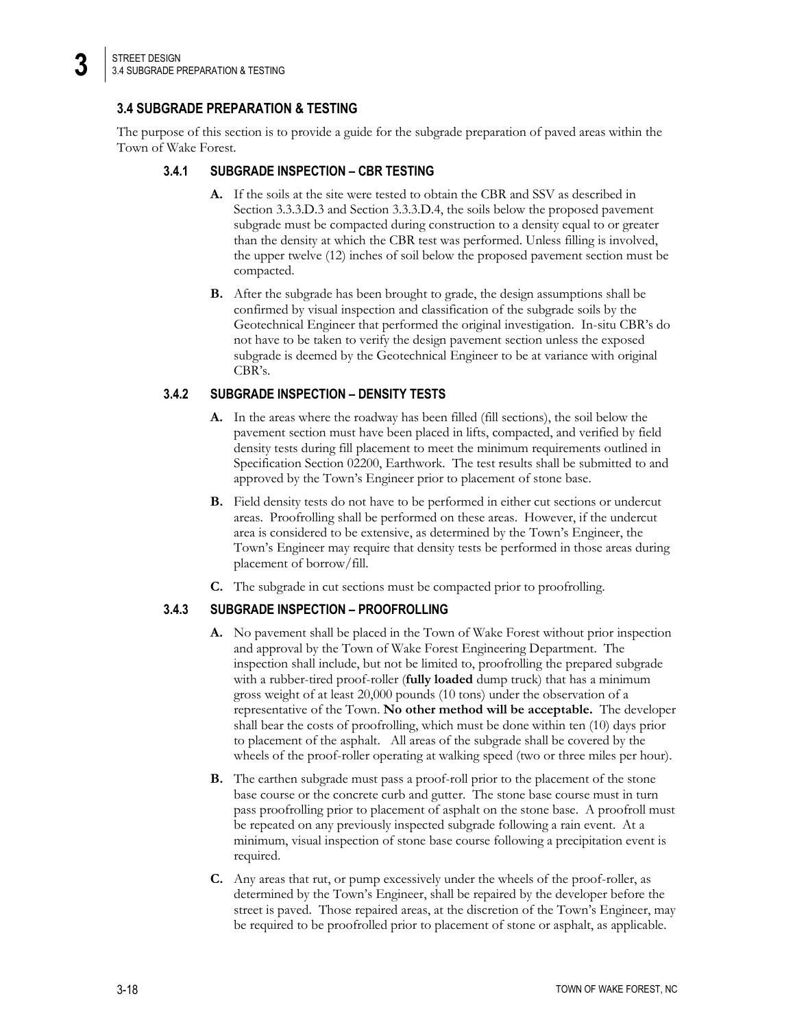## 3.4 SUBGRADE PREPARATION & TESTING

The purpose of this section is to provide a guide for the subgrade preparation of paved areas within the Town of Wake Forest.

### 3.4.1 SUBGRADE INSPECTION – CBR TESTING

**A.** If the soils at the site were tested to obtain the CBR and SSV as described in Section 3.3.3.D.3 and Section 3.3.3.D.4, the soils below the proposed pavement subgrade must be compacted during construction to a density equal to or greater than the density at which the CBR test was performed. Unless filling is involved, the upper twelve (12) inches of soil below the proposed pavement section must be compacted.

**B.** After the subgrade has been brought to grade, the design assumptions shall be confirmed by visual inspection and classification of the subgrade soils by the Geotechnical Engineer that performed the original investigation. In-situ CBR's do not have to be taken to verify the design pavement section unless the exposed subgrade is deemed by the Geotechnical Engineer to be at variance with original CBR's.

### 3.4.2 SUBGRADE INSPECTION – DENSITY TESTS

**A.** In the areas where the roadway has been filled (fill sections), the soil below the pavement section must have been placed in lifts, compacted, and verified by field density tests during fill placement to meet the minimum requirements outlined in Specification Section 02200, Earthwork. The test results shall be submitted to and approved by the Town's Engineer prior to placement of stone base.

**B.** Field density tests do not have to be performed in either cut sections or undercut areas. Proofrolling shall be performed on these areas. However, if the undercut area is considered to be extensive, as determined by the Town's Engineer, the Town's Engineer may require that density tests be performed in those areas during placement of borrow/fill.

**C.** The subgrade in cut sections must be compacted prior to proofrolling.

### 3.4.3 SUBGRADE INSPECTION – PROOFROLLING

**A.** No pavement shall be placed in the Town of Wake Forest without prior inspection and approval by the Town of Wake Forest Engineering Department. The inspection shall include, but not be limited to, proofrolling the prepared subgrade with a rubber-tired proof-roller (**fully loaded** dump truck) that has a minimum gross weight of at least 20,000 pounds (10 tons) under the observation of a representative of the Town. **No other method will be acceptable.** The developer shall bear the costs of proofrolling, which must be done within ten (10) days prior to placement of the asphalt. All areas of the subgrade shall be covered by the wheels of the proof-roller operating at walking speed (two or three miles per hour).

**B.** The earthen subgrade must pass a proof-roll prior to the placement of the stone base course or the concrete curb and gutter. The stone base course must in turn pass proofrolling prior to placement of asphalt on the stone base. A proofroll must be repeated on any previously inspected subgrade following a rain event. At a minimum, visual inspection of stone base course following a precipitation event is required.

**C.** Any areas that rut, or pump excessively under the wheels of the proof-roller, as determined by the Town's Engineer, shall be repaired by the developer before the street is paved. Those repaired areas, at the discretion of the Town's Engineer, may be required to be proofrolled prior to placement of stone or asphalt, as applicable.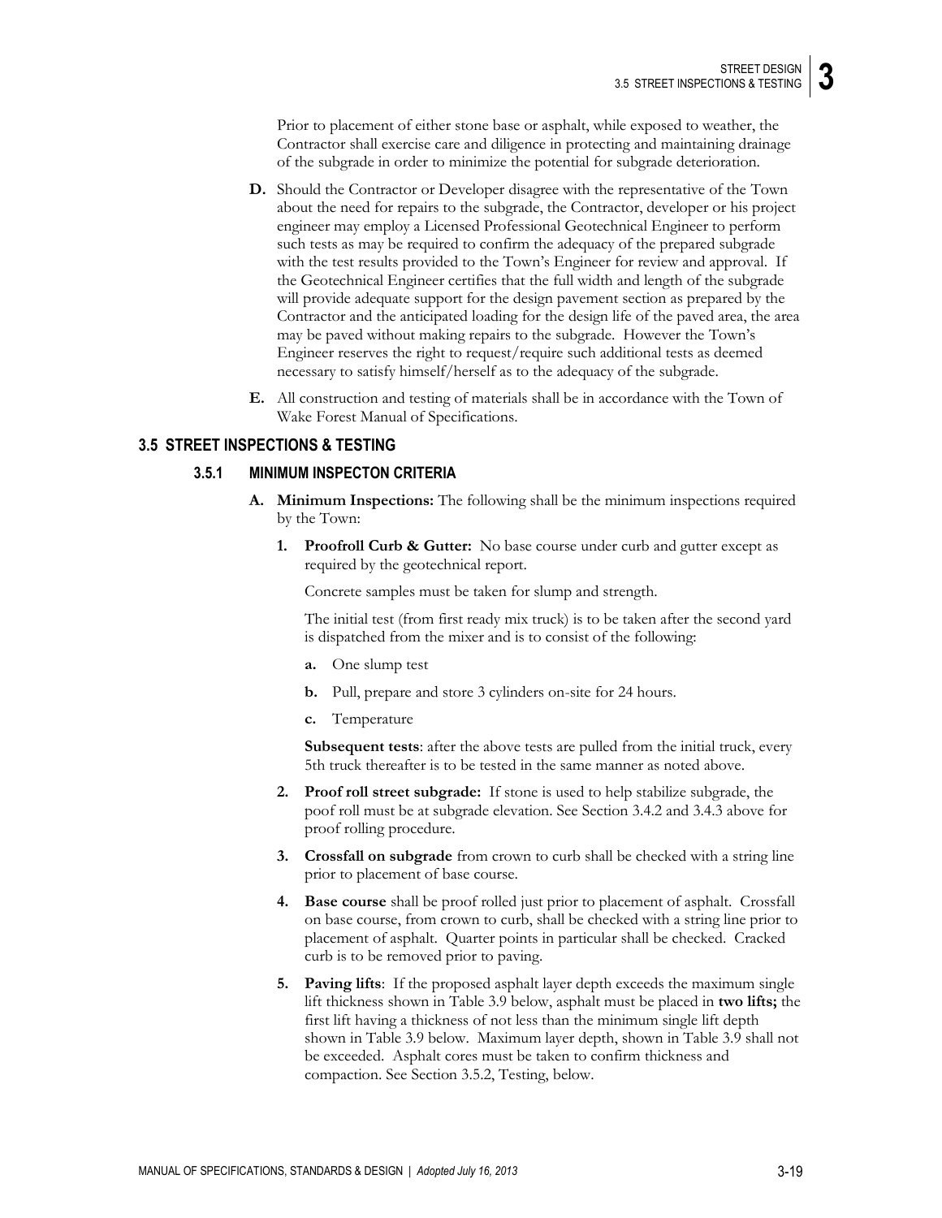Prior to placement of either stone base or asphalt, while exposed to weather, the Contractor shall exercise care and diligence in protecting and maintaining drainage of the subgrade in order to minimize the potential for subgrade deterioration.

**D.** Should the Contractor or Developer disagree with the representative of the Town about the need for repairs to the subgrade, the Contractor, developer or his project engineer may employ a Licensed Professional Geotechnical Engineer to perform such tests as may be required to confirm the adequacy of the prepared subgrade with the test results provided to the Town's Engineer for review and approval. If the Geotechnical Engineer certifies that the full width and length of the subgrade will provide adequate support for the design pavement section as prepared by the Contractor and the anticipated loading for the design life of the paved area, the area may be paved without making repairs to the subgrade. However the Town's Engineer reserves the right to request/require such additional tests as deemed necessary to satisfy himself/herself as to the adequacy of the subgrade.

**E.** All construction and testing of materials shall be in accordance with the Town of Wake Forest Manual of Specifications.

## 3.5 STREET INSPECTIONS & TESTING

### 3.5.1 MINIMUM INSPECTON CRITERIA

**A. Minimum Inspections:** The following shall be the minimum inspections required by the Town:

1. **Proofroll Curb & Gutter:** No base course under curb and gutter except as required by the geotechnical report.

   Concrete samples must be taken for slump and strength.

   The initial test (from first ready mix truck) is to be taken after the second yard is dispatched from the mixer and is to consist of the following:

   a. One slump test

   b. Pull, prepare and store 3 cylinders on-site for 24 hours.

   c. Temperature

   **Subsequent tests**: after the above tests are pulled from the initial truck, every 5th truck thereafter is to be tested in the same manner as noted above.

2. **Proof roll street subgrade:** If stone is used to help stabilize subgrade, the poof roll must be at subgrade elevation. See Section 3.4.2 and 3.4.3 above for proof rolling procedure.

3. **Crossfall on subgrade** from crown to curb shall be checked with a string line prior to placement of base course.

4. **Base course** shall be proof rolled just prior to placement of asphalt. Crossfall on base course, from crown to curb, shall be checked with a string line prior to placement of asphalt. Quarter points in particular shall be checked. Cracked curb is to be removed prior to paving.

5. **Paving lifts**: If the proposed asphalt layer depth exceeds the maximum single lift thickness shown in Table 3.9 below, asphalt must be placed in **two lifts;** the first lift having a thickness of not less than the minimum single lift depth shown in Table 3.9 below. Maximum layer depth, shown in Table 3.9 shall not be exceeded. Asphalt cores must be taken to confirm thickness and compaction. See Section 3.5.2, Testing, below.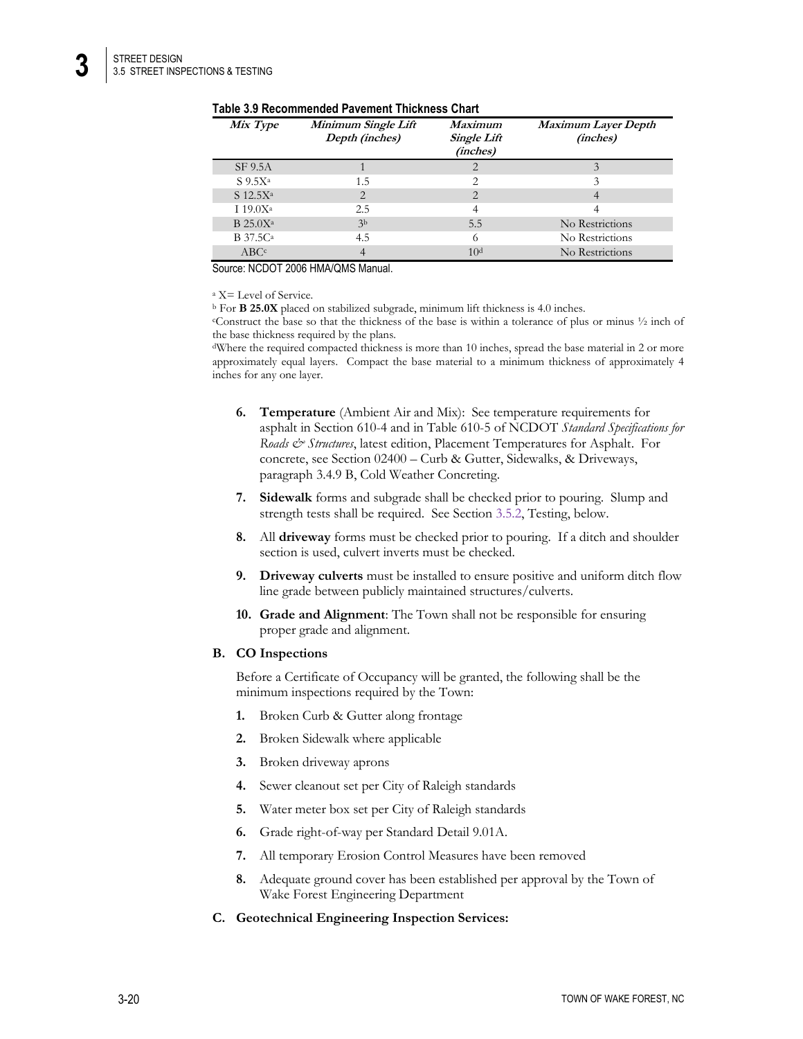**Table 3.9 Recommended Pavement Thickness Chart**

| *Mix Type* | *Minimum Single Lift Depth (inches)* | *Maximum Single Lift (inches)* | *Maximum Layer Depth (inches)* |
|---|---|---|---|
| SF 9.5A | 1 | 2 | 3 |
| S 9.5X[a] | 1.5 | 2 | 3 |
| S 12.5X[a] | 2 | 2 | 4 |
| I 19.0X[a] | 2.5 | 4 | 4 |
| B 25.0X[a] | 3[b] | 5.5 | No Restrictions |
| B 37.5C[a] | 4.5 | 6 | No Restrictions |
| ABC[c] | 4 | 10[d] | No Restrictions |

Source: NCDOT 2006 HMA/QMS Manual.

[a] X= Level of Service.

[b] For **B 25.0X** placed on stabilized subgrade, minimum lift thickness is 4.0 inches.

[c] Construct the base so that the thickness of the base is within a tolerance of plus or minus ½ inch of the base thickness required by the plans.

[d] Where the required compacted thickness is more than 10 inches, spread the base material in 2 or more approximately equal layers. Compact the base material to a minimum thickness of approximately 4 inches for any one layer.

6. **Temperature** (Ambient Air and Mix): See temperature requirements for asphalt in Section 610-4 and in Table 610-5 of NCDOT *Standard Specifications for Roads & Structures*, latest edition, Placement Temperatures for Asphalt. For concrete, see Section 02400 – Curb & Gutter, Sidewalks, & Driveways, paragraph 3.4.9 B, Cold Weather Concreting.

7. **Sidewalk** forms and subgrade shall be checked prior to pouring. Slump and strength tests shall be required. See Section 3.5.2, Testing, below.

8. All **driveway** forms must be checked prior to pouring. If a ditch and shoulder section is used, culvert inverts must be checked.

9. **Driveway culverts** must be installed to ensure positive and uniform ditch flow line grade between publicly maintained structures/culverts.

10. **Grade and Alignment**: The Town shall not be responsible for ensuring proper grade and alignment.

**B. CO Inspections**

Before a Certificate of Occupancy will be granted, the following shall be the minimum inspections required by the Town:

1. Broken Curb & Gutter along frontage
2. Broken Sidewalk where applicable
3. Broken driveway aprons
4. Sewer cleanout set per City of Raleigh standards
5. Water meter box set per City of Raleigh standards
6. Grade right-of-way per Standard Detail 9.01A.
7. All temporary Erosion Control Measures have been removed
8. Adequate ground cover has been established per approval by the Town of Wake Forest Engineering Department

**C. Geotechnical Engineering Inspection Services:**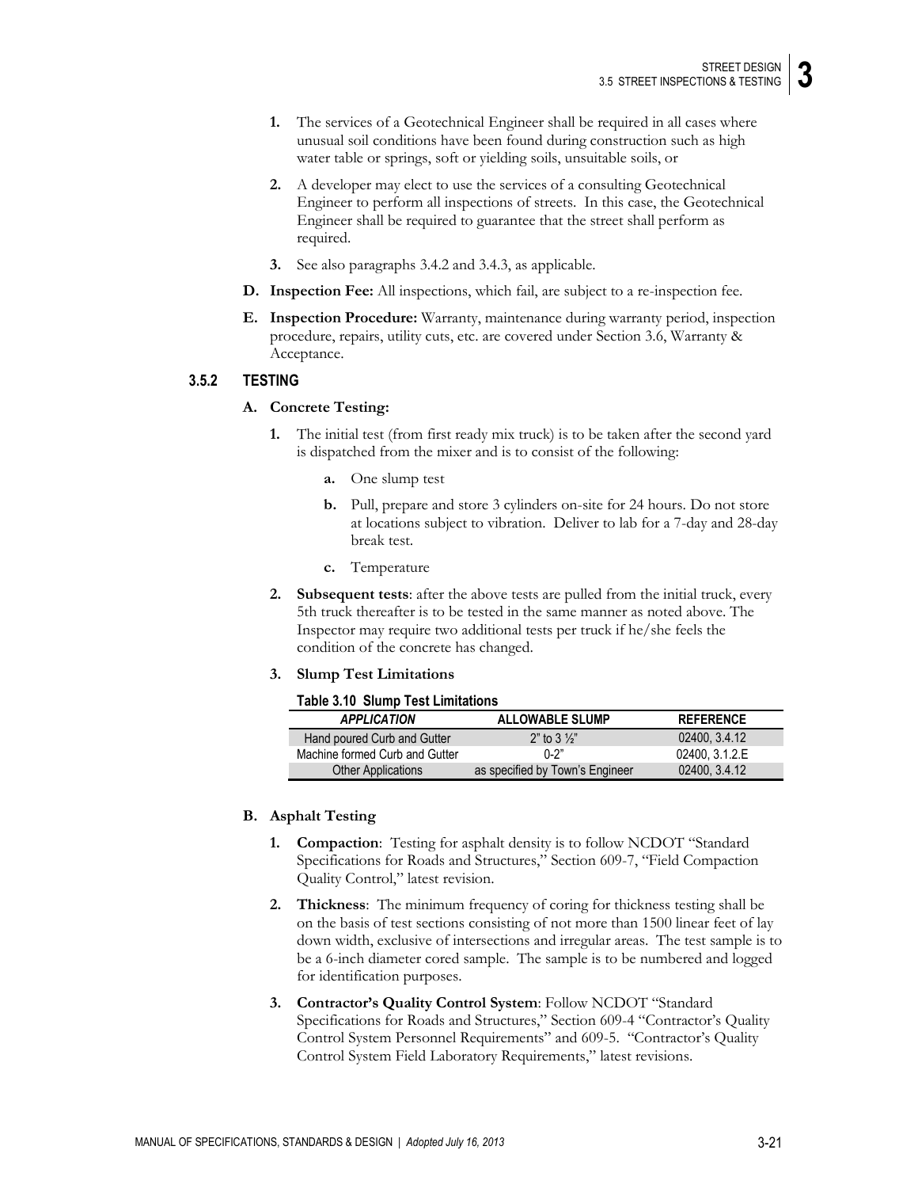1. The services of a Geotechnical Engineer shall be required in all cases where unusual soil conditions have been found during construction such as high water table or springs, soft or yielding soils, unsuitable soils, or

2. A developer may elect to use the services of a consulting Geotechnical Engineer to perform all inspections of streets. In this case, the Geotechnical Engineer shall be required to guarantee that the street shall perform as required.

3. See also paragraphs 3.4.2 and 3.4.3, as applicable.

**D. Inspection Fee:** All inspections, which fail, are subject to a re-inspection fee.

**E. Inspection Procedure:** Warranty, maintenance during warranty period, inspection procedure, repairs, utility cuts, etc. are covered under Section 3.6, Warranty & Acceptance.

### 3.5.2 TESTING

**A. Concrete Testing:**

1. The initial test (from first ready mix truck) is to be taken after the second yard is dispatched from the mixer and is to consist of the following:

   a. One slump test

   b. Pull, prepare and store 3 cylinders on-site for 24 hours. Do not store at locations subject to vibration. Deliver to lab for a 7-day and 28-day break test.

   c. Temperature

2. **Subsequent tests**: after the above tests are pulled from the initial truck, every 5th truck thereafter is to be tested in the same manner as noted above. The Inspector may require two additional tests per truck if he/she feels the condition of the concrete has changed.

3. **Slump Test Limitations**

**Table 3.10 Slump Test Limitations**

| *APPLICATION* | ALLOWABLE SLUMP | REFERENCE |
|---|---|---|
| Hand poured Curb and Gutter | 2" to 3 ½" | 02400, 3.4.12 |
| Machine formed Curb and Gutter | 0-2" | 02400, 3.1.2.E |
| Other Applications | as specified by Town's Engineer | 02400, 3.4.12 |

**B. Asphalt Testing**

1. **Compaction**: Testing for asphalt density is to follow NCDOT "Standard Specifications for Roads and Structures," Section 609-7, "Field Compaction Quality Control," latest revision.

2. **Thickness**: The minimum frequency of coring for thickness testing shall be on the basis of test sections consisting of not more than 1500 linear feet of lay down width, exclusive of intersections and irregular areas. The test sample is to be a 6-inch diameter cored sample. The sample is to be numbered and logged for identification purposes.

3. **Contractor's Quality Control System**: Follow NCDOT "Standard Specifications for Roads and Structures," Section 609-4 "Contractor's Quality Control System Personnel Requirements" and 609-5. "Contractor's Quality Control System Field Laboratory Requirements," latest revisions.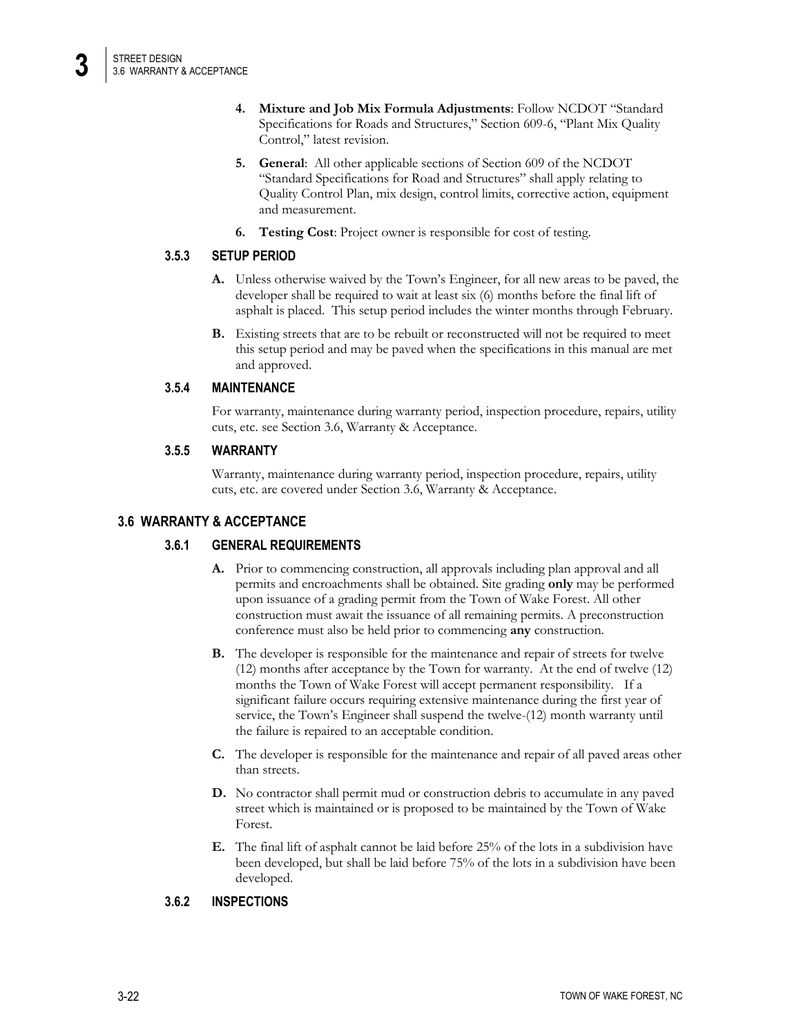4. **Mixture and Job Mix Formula Adjustments**: Follow NCDOT "Standard Specifications for Roads and Structures," Section 609-6, "Plant Mix Quality Control," latest revision.

5. **General**: All other applicable sections of Section 609 of the NCDOT "Standard Specifications for Road and Structures" shall apply relating to Quality Control Plan, mix design, control limits, corrective action, equipment and measurement.

6. **Testing Cost**: Project owner is responsible for cost of testing.

### 3.5.3 SETUP PERIOD

**A.** Unless otherwise waived by the Town's Engineer, for all new areas to be paved, the developer shall be required to wait at least six (6) months before the final lift of asphalt is placed. This setup period includes the winter months through February.

**B.** Existing streets that are to be rebuilt or reconstructed will not be required to meet this setup period and may be paved when the specifications in this manual are met and approved.

### 3.5.4 MAINTENANCE

For warranty, maintenance during warranty period, inspection procedure, repairs, utility cuts, etc. see Section 3.6, Warranty & Acceptance.

### 3.5.5 WARRANTY

Warranty, maintenance during warranty period, inspection procedure, repairs, utility cuts, etc. are covered under Section 3.6, Warranty & Acceptance.

## 3.6 WARRANTY & ACCEPTANCE

### 3.6.1 GENERAL REQUIREMENTS

**A.** Prior to commencing construction, all approvals including plan approval and all permits and encroachments shall be obtained. Site grading **only** may be performed upon issuance of a grading permit from the Town of Wake Forest. All other construction must await the issuance of all remaining permits. A preconstruction conference must also be held prior to commencing **any** construction.

**B.** The developer is responsible for the maintenance and repair of streets for twelve (12) months after acceptance by the Town for warranty. At the end of twelve (12) months the Town of Wake Forest will accept permanent responsibility. If a significant failure occurs requiring extensive maintenance during the first year of service, the Town's Engineer shall suspend the twelve-(12) month warranty until the failure is repaired to an acceptable condition.

**C.** The developer is responsible for the maintenance and repair of all paved areas other than streets.

**D.** No contractor shall permit mud or construction debris to accumulate in any paved street which is maintained or is proposed to be maintained by the Town of Wake Forest.

**E.** The final lift of asphalt cannot be laid before 25% of the lots in a subdivision have been developed, but shall be laid before 75% of the lots in a subdivision have been developed.

### 3.6.2 INSPECTIONS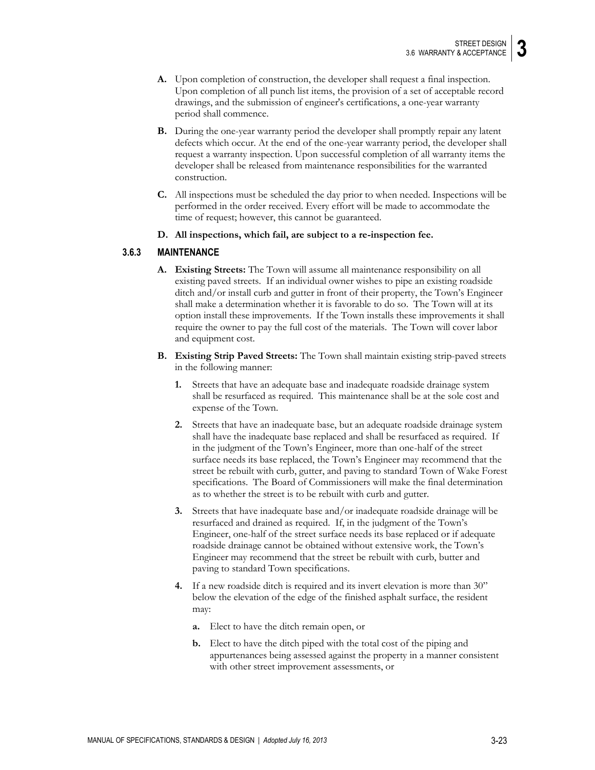**A.** Upon completion of construction, the developer shall request a final inspection. Upon completion of all punch list items, the provision of a set of acceptable record drawings, and the submission of engineer's certifications, a one-year warranty period shall commence.

**B.** During the one-year warranty period the developer shall promptly repair any latent defects which occur. At the end of the one-year warranty period, the developer shall request a warranty inspection. Upon successful completion of all warranty items the developer shall be released from maintenance responsibilities for the warranted construction.

**C.** All inspections must be scheduled the day prior to when needed. Inspections will be performed in the order received. Every effort will be made to accommodate the time of request; however, this cannot be guaranteed.

**D. All inspections, which fail, are subject to a re-inspection fee.**

### 3.6.3 MAINTENANCE

**A. Existing Streets:** The Town will assume all maintenance responsibility on all existing paved streets. If an individual owner wishes to pipe an existing roadside ditch and/or install curb and gutter in front of their property, the Town's Engineer shall make a determination whether it is favorable to do so. The Town will at its option install these improvements. If the Town installs these improvements it shall require the owner to pay the full cost of the materials. The Town will cover labor and equipment cost.

**B. Existing Strip Paved Streets:** The Town shall maintain existing strip-paved streets in the following manner:

**1.** Streets that have an adequate base and inadequate roadside drainage system shall be resurfaced as required. This maintenance shall be at the sole cost and expense of the Town.

**2.** Streets that have an inadequate base, but an adequate roadside drainage system shall have the inadequate base replaced and shall be resurfaced as required. If in the judgment of the Town's Engineer, more than one-half of the street surface needs its base replaced, the Town's Engineer may recommend that the street be rebuilt with curb, gutter, and paving to standard Town of Wake Forest specifications. The Board of Commissioners will make the final determination as to whether the street is to be rebuilt with curb and gutter.

**3.** Streets that have inadequate base and/or inadequate roadside drainage will be resurfaced and drained as required. If, in the judgment of the Town's Engineer, one-half of the street surface needs its base replaced or if adequate roadside drainage cannot be obtained without extensive work, the Town's Engineer may recommend that the street be rebuilt with curb, butter and paving to standard Town specifications.

**4.** If a new roadside ditch is required and its invert elevation is more than 30" below the elevation of the edge of the finished asphalt surface, the resident may:

**a.** Elect to have the ditch remain open, or

**b.** Elect to have the ditch piped with the total cost of the piping and appurtenances being assessed against the property in a manner consistent with other street improvement assessments, or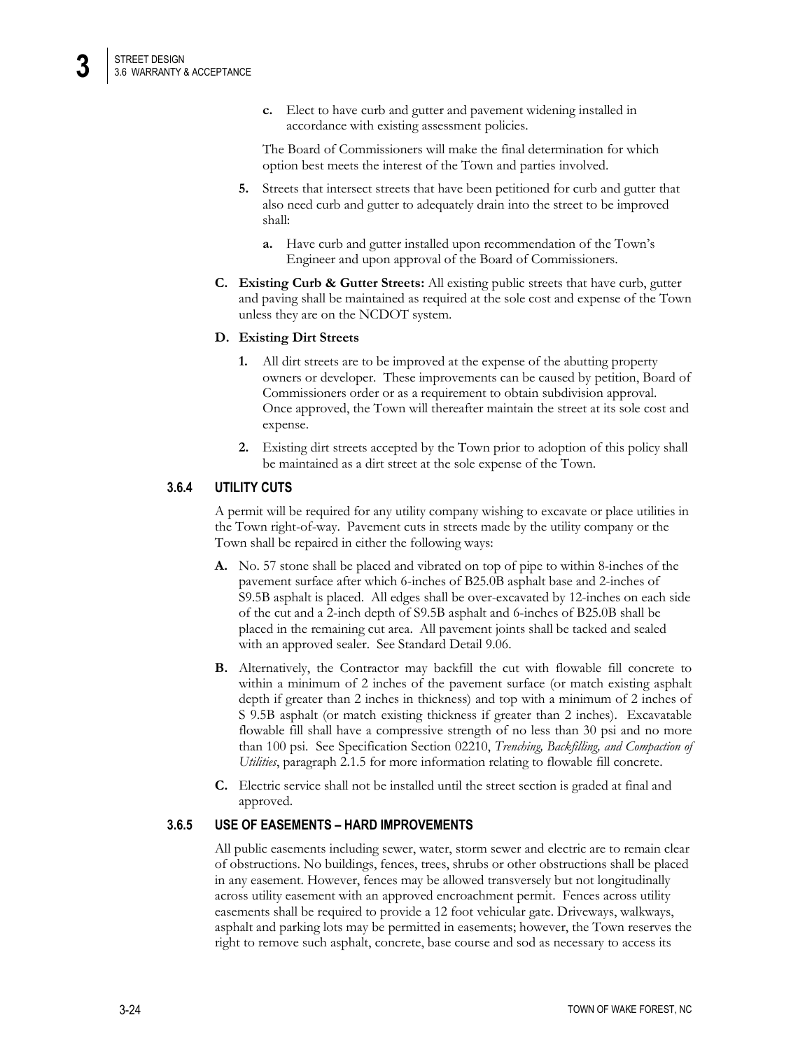**c.** Elect to have curb and gutter and pavement widening installed in accordance with existing assessment policies.

The Board of Commissioners will make the final determination for which option best meets the interest of the Town and parties involved.

**5.** Streets that intersect streets that have been petitioned for curb and gutter that also need curb and gutter to adequately drain into the street to be improved shall:

**a.** Have curb and gutter installed upon recommendation of the Town's Engineer and upon approval of the Board of Commissioners.

**C. Existing Curb & Gutter Streets:** All existing public streets that have curb, gutter and paving shall be maintained as required at the sole cost and expense of the Town unless they are on the NCDOT system.

**D. Existing Dirt Streets**

**1.** All dirt streets are to be improved at the expense of the abutting property owners or developer. These improvements can be caused by petition, Board of Commissioners order or as a requirement to obtain subdivision approval. Once approved, the Town will thereafter maintain the street at its sole cost and expense.

**2.** Existing dirt streets accepted by the Town prior to adoption of this policy shall be maintained as a dirt street at the sole expense of the Town.

### 3.6.4 UTILITY CUTS

A permit will be required for any utility company wishing to excavate or place utilities in the Town right-of-way. Pavement cuts in streets made by the utility company or the Town shall be repaired in either the following ways:

**A.** No. 57 stone shall be placed and vibrated on top of pipe to within 8-inches of the pavement surface after which 6-inches of B25.0B asphalt base and 2-inches of S9.5B asphalt is placed. All edges shall be over-excavated by 12-inches on each side of the cut and a 2-inch depth of S9.5B asphalt and 6-inches of B25.0B shall be placed in the remaining cut area. All pavement joints shall be tacked and sealed with an approved sealer. See Standard Detail 9.06.

**B.** Alternatively, the Contractor may backfill the cut with flowable fill concrete to within a minimum of 2 inches of the pavement surface (or match existing asphalt depth if greater than 2 inches in thickness) and top with a minimum of 2 inches of S 9.5B asphalt (or match existing thickness if greater than 2 inches). Excavatable flowable fill shall have a compressive strength of no less than 30 psi and no more than 100 psi. See Specification Section 02210, *Trenching, Backfilling, and Compaction of Utilities*, paragraph 2.1.5 for more information relating to flowable fill concrete.

**C.** Electric service shall not be installed until the street section is graded at final and approved.

### 3.6.5 USE OF EASEMENTS – HARD IMPROVEMENTS

All public easements including sewer, water, storm sewer and electric are to remain clear of obstructions. No buildings, fences, trees, shrubs or other obstructions shall be placed in any easement. However, fences may be allowed transversely but not longitudinally across utility easement with an approved encroachment permit. Fences across utility easements shall be required to provide a 12 foot vehicular gate. Driveways, walkways, asphalt and parking lots may be permitted in easements; however, the Town reserves the right to remove such asphalt, concrete, base course and sod as necessary to access its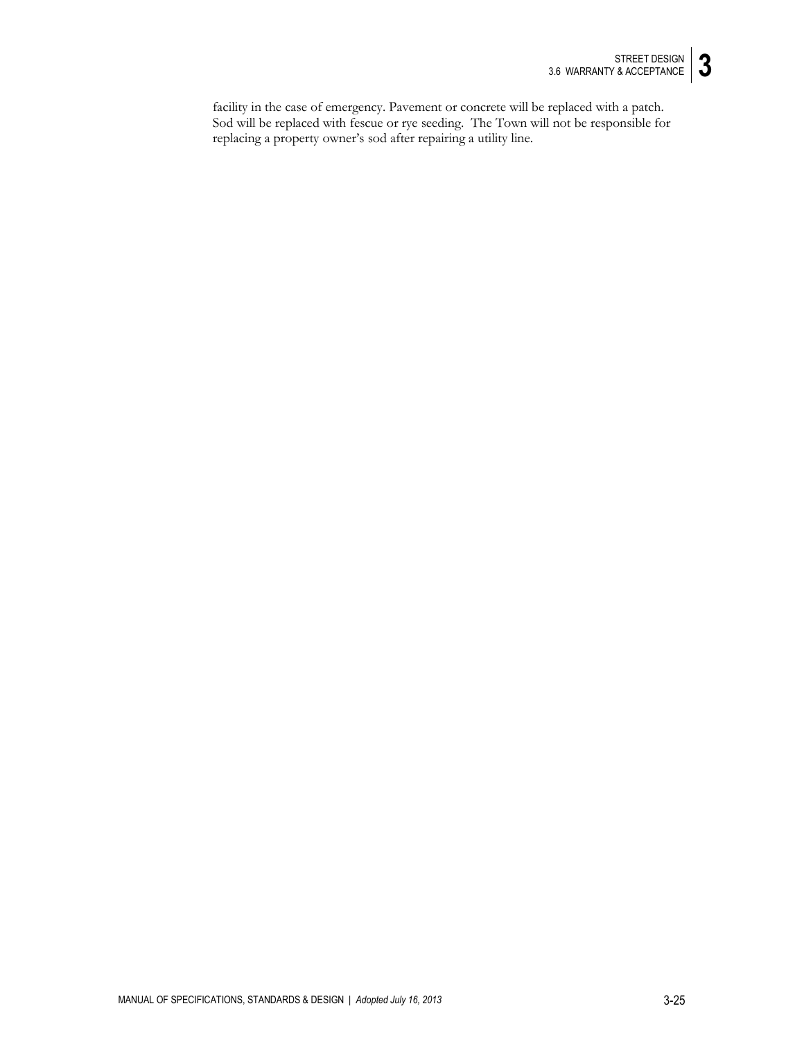facility in the case of emergency. Pavement or concrete will be replaced with a patch. Sod will be replaced with fescue or rye seeding. The Town will not be responsible for replacing a property owner's sod after repairing a utility line.